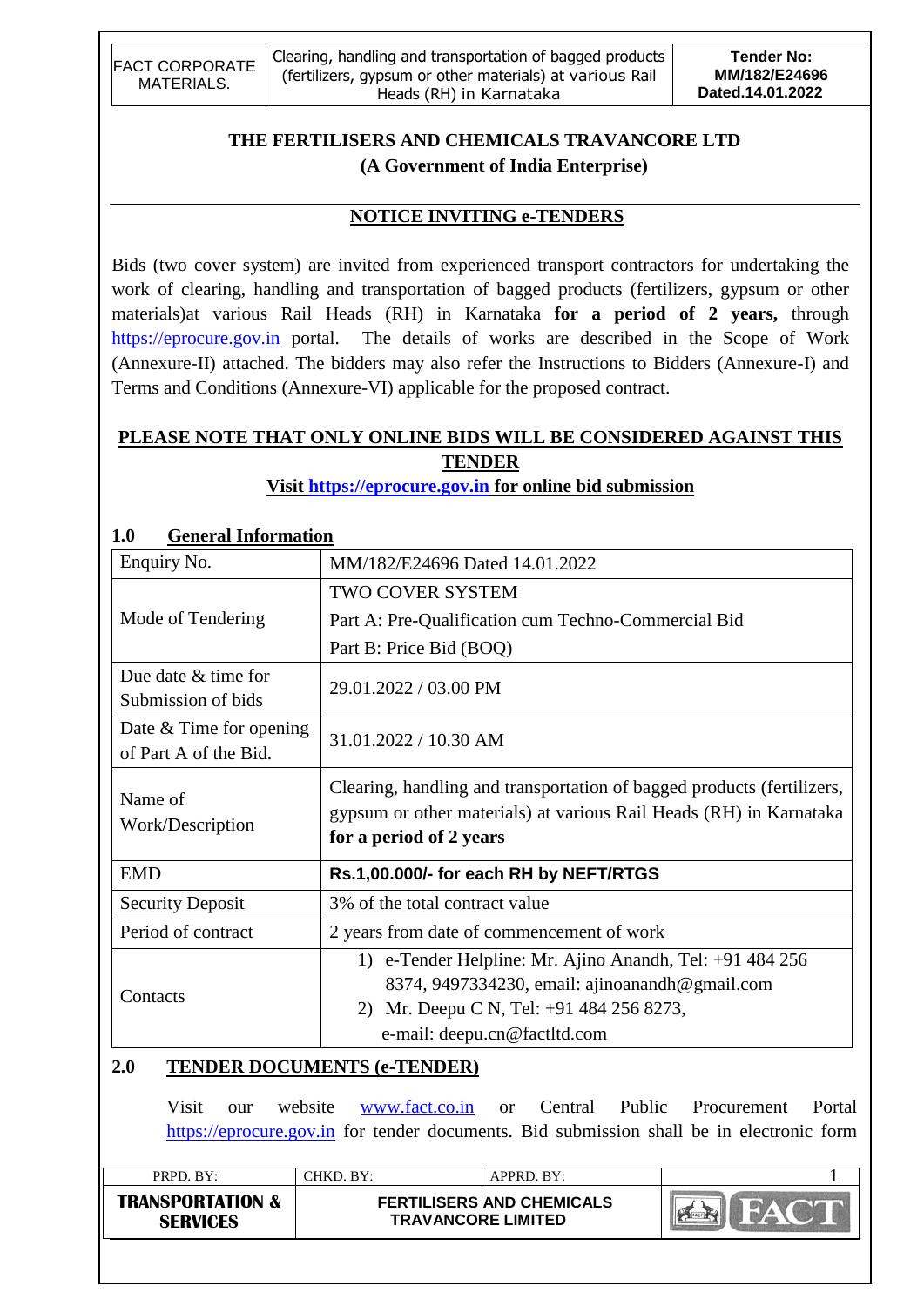# THE FERTILISERS AND CHEMICALS TRAVANCORE LTD
## (A Government of India Enterprise)

## NOTICE INVITING e-TENDERS

Bids (two cover system) are invited from experienced transport contractors for undertaking the work of clearing, handling and transportation of bagged products (fertilizers, gypsum or other materials)at various Rail Heads (RH) in Karnataka **for a period of 2 years,** through https://eprocure.gov.in portal. The details of works are described in the Scope of Work (Annexure-II) attached. The bidders may also refer the Instructions to Bidders (Annexure-I) and Terms and Conditions (Annexure-VI) applicable for the proposed contract.

**PLEASE NOTE THAT ONLY ONLINE BIDS WILL BE CONSIDERED AGAINST THIS TENDER**

**Visit https://eprocure.gov.in for online bid submission**

### 1.0 General Information

| | |
|---|---|
| Enquiry No. | MM/182/E24696 Dated 14.01.2022 |
| Mode of Tendering | TWO COVER SYSTEM<br>Part A: Pre-Qualification cum Techno-Commercial Bid<br>Part B: Price Bid (BOQ) |
| Due date & time for Submission of bids | 29.01.2022 / 03.00 PM |
| Date & Time for opening of Part A of the Bid. | 31.01.2022 / 10.30 AM |
| Name of Work/Description | Clearing, handling and transportation of bagged products (fertilizers, gypsum or other materials) at various Rail Heads (RH) in Karnataka **for a period of 2 years** |
| EMD | **Rs.1,00.000/- for each RH by NEFT/RTGS** |
| Security Deposit | 3% of the total contract value |
| Period of contract | 2 years from date of commencement of work |
| Contacts | 1) e-Tender Helpline: Mr. Ajino Anandh, Tel: +91 484 256 8374, 9497334230, email: ajinoanandh@gmail.com<br>2) Mr. Deepu C N, Tel: +91 484 256 8273, e-mail: deepu.cn@factltd.com |

### 2.0 TENDER DOCUMENTS (e-TENDER)

Visit our website www.fact.co.in or Central Public Procurement Portal https://eprocure.gov.in for tender documents. Bid submission shall be in electronic form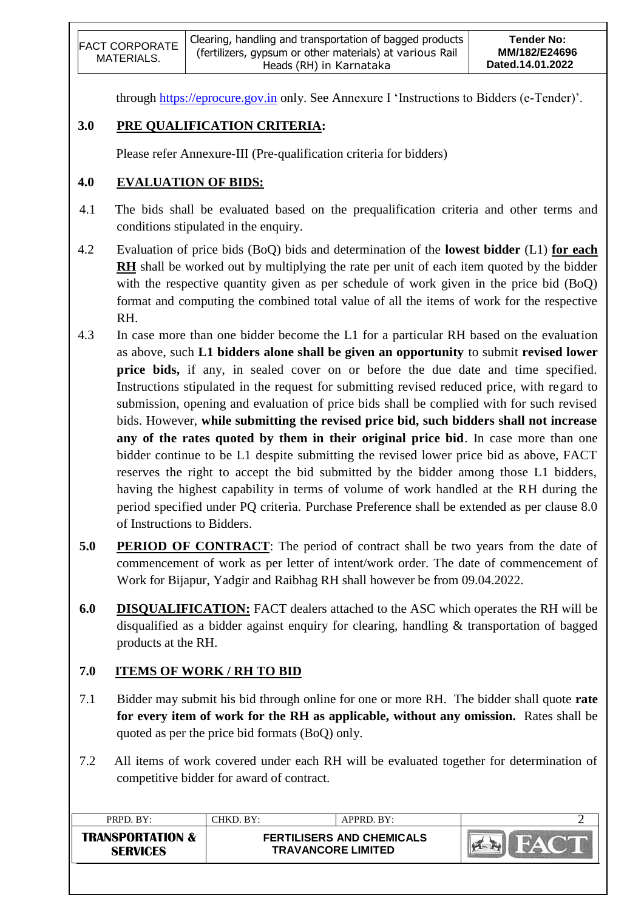through https://eprocure.gov.in only. See Annexure I 'Instructions to Bidders (e-Tender)'.

## 3.0 PRE QUALIFICATION CRITERIA:

Please refer Annexure-III (Pre-qualification criteria for bidders)

## 4.0 EVALUATION OF BIDS:

4.1 The bids shall be evaluated based on the prequalification criteria and other terms and conditions stipulated in the enquiry.

4.2 Evaluation of price bids (BoQ) bids and determination of the **lowest bidder** (L1) **for each RH** shall be worked out by multiplying the rate per unit of each item quoted by the bidder with the respective quantity given as per schedule of work given in the price bid (BoQ) format and computing the combined total value of all the items of work for the respective RH.

4.3 In case more than one bidder become the L1 for a particular RH based on the evaluation as above, such **L1 bidders alone shall be given an opportunity** to submit **revised lower price bids,** if any, in sealed cover on or before the due date and time specified. Instructions stipulated in the request for submitting revised reduced price, with regard to submission, opening and evaluation of price bids shall be complied with for such revised bids. However, **while submitting the revised price bid, such bidders shall not increase any of the rates quoted by them in their original price bid**. In case more than one bidder continue to be L1 despite submitting the revised lower price bid as above, FACT reserves the right to accept the bid submitted by the bidder among those L1 bidders, having the highest capability in terms of volume of work handled at the RH during the period specified under PQ criteria. Purchase Preference shall be extended as per clause 8.0 of Instructions to Bidders.

**5.0 PERIOD OF CONTRACT**: The period of contract shall be two years from the date of commencement of work as per letter of intent/work order. The date of commencement of Work for Bijapur, Yadgir and Raibhag RH shall however be from 09.04.2022.

**6.0 DISQUALIFICATION:** FACT dealers attached to the ASC which operates the RH will be disqualified as a bidder against enquiry for clearing, handling & transportation of bagged products at the RH.

## 7.0 ITEMS OF WORK / RH TO BID

7.1 Bidder may submit his bid through online for one or more RH. The bidder shall quote **rate for every item of work for the RH as applicable, without any omission.** Rates shall be quoted as per the price bid formats (BoQ) only.

7.2 All items of work covered under each RH will be evaluated together for determination of competitive bidder for award of contract.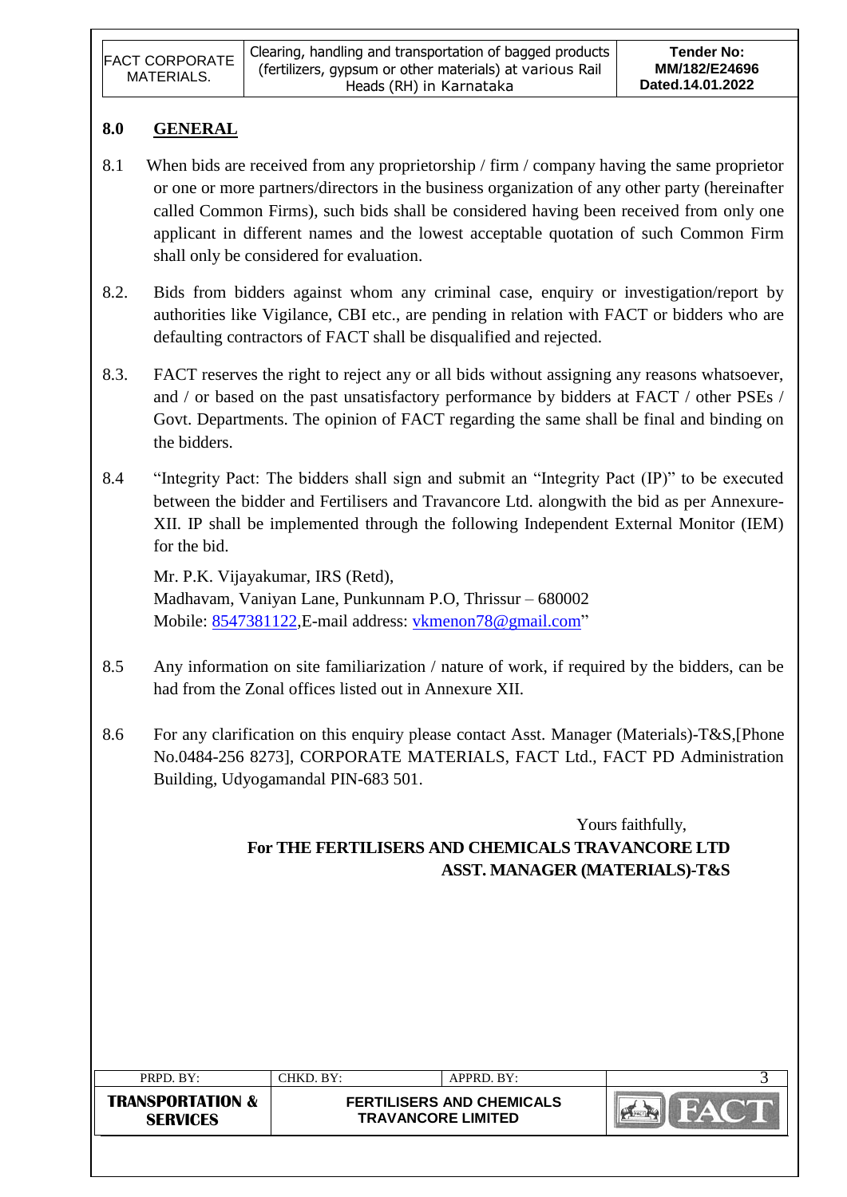## 8.0 GENERAL

8.1 When bids are received from any proprietorship / firm / company having the same proprietor or one or more partners/directors in the business organization of any other party (hereinafter called Common Firms), such bids shall be considered having been received from only one applicant in different names and the lowest acceptable quotation of such Common Firm shall only be considered for evaluation.

8.2. Bids from bidders against whom any criminal case, enquiry or investigation/report by authorities like Vigilance, CBI etc., are pending in relation with FACT or bidders who are defaulting contractors of FACT shall be disqualified and rejected.

8.3. FACT reserves the right to reject any or all bids without assigning any reasons whatsoever, and / or based on the past unsatisfactory performance by bidders at FACT / other PSEs / Govt. Departments. The opinion of FACT regarding the same shall be final and binding on the bidders.

8.4 "Integrity Pact: The bidders shall sign and submit an "Integrity Pact (IP)" to be executed between the bidder and Fertilisers and Travancore Ltd. alongwith the bid as per Annexure-XII. IP shall be implemented through the following Independent External Monitor (IEM) for the bid.

Mr. P.K. Vijayakumar, IRS (Retd),
Madhavam, Vaniyan Lane, Punkunnam P.O, Thrissur – 680002
Mobile: 8547381122,E-mail address: vkmenon78@gmail.com"

8.5 Any information on site familiarization / nature of work, if required by the bidders, can be had from the Zonal offices listed out in Annexure XII.

8.6 For any clarification on this enquiry please contact Asst. Manager (Materials)-T&S,[Phone No.0484-256 8273], CORPORATE MATERIALS, FACT Ltd., FACT PD Administration Building, Udyogamandal PIN-683 501.

Yours faithfully,

**For THE FERTILISERS AND CHEMICALS TRAVANCORE LTD**
**ASST. MANAGER (MATERIALS)-T&S**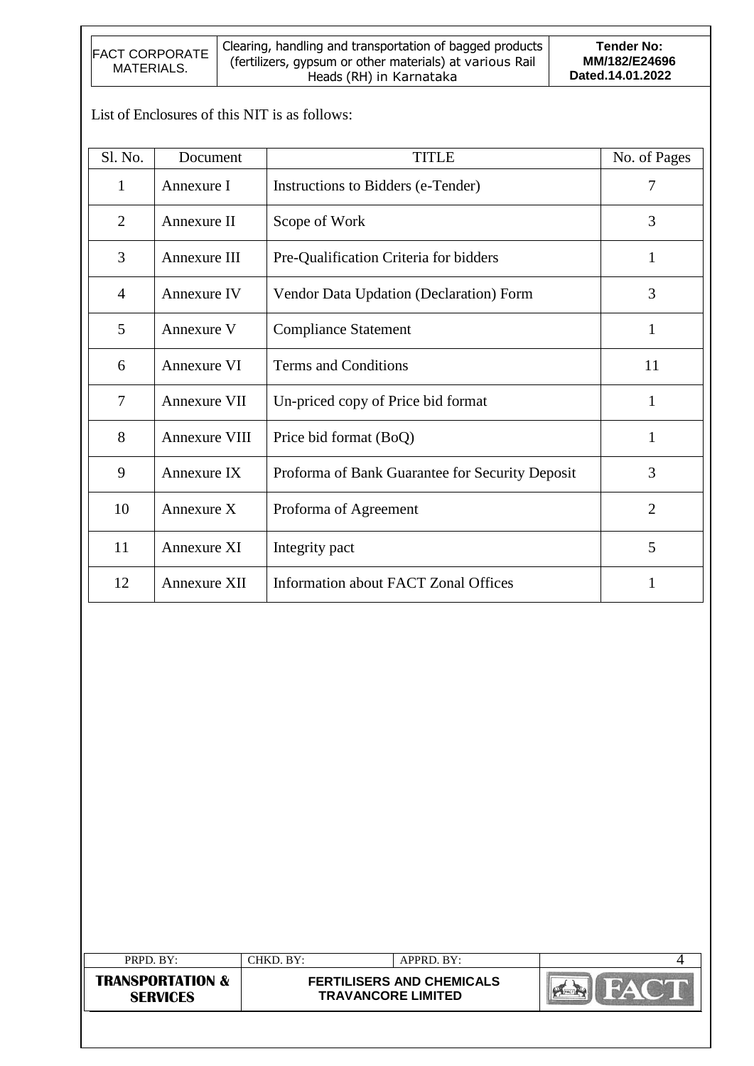List of Enclosures of this NIT is as follows:

| Sl. No. | Document | TITLE | No. of Pages |
|---|---|---|---|
| 1 | Annexure I | Instructions to Bidders (e-Tender) | 7 |
| 2 | Annexure II | Scope of Work | 3 |
| 3 | Annexure III | Pre-Qualification Criteria for bidders | 1 |
| 4 | Annexure IV | Vendor Data Updation (Declaration) Form | 3 |
| 5 | Annexure V | Compliance Statement | 1 |
| 6 | Annexure VI | Terms and Conditions | 11 |
| 7 | Annexure VII | Un-priced copy of Price bid format | 1 |
| 8 | Annexure VIII | Price bid format (BoQ) | 1 |
| 9 | Annexure IX | Proforma of Bank Guarantee for Security Deposit | 3 |
| 10 | Annexure X | Proforma of Agreement | 2 |
| 11 | Annexure XI | Integrity pact | 5 |
| 12 | Annexure XII | Information about FACT Zonal Offices | 1 |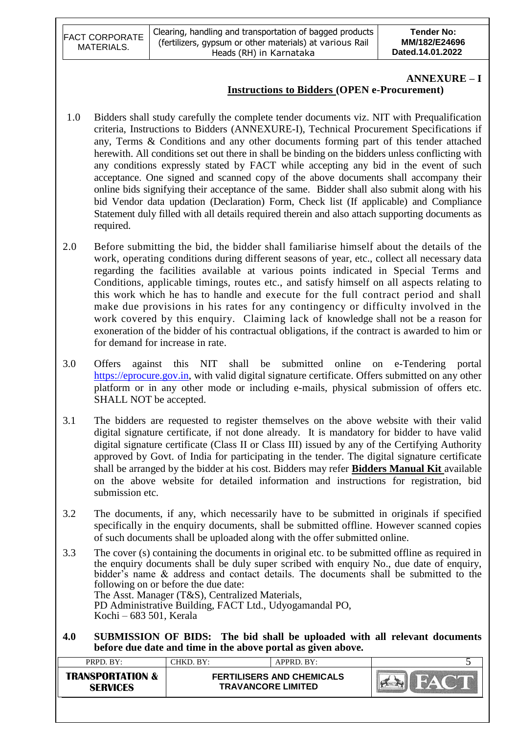**ANNEXURE – I**

**Instructions to Bidders (OPEN e-Procurement)**

1.0 Bidders shall study carefully the complete tender documents viz. NIT with Prequalification criteria, Instructions to Bidders (ANNEXURE-I), Technical Procurement Specifications if any, Terms & Conditions and any other documents forming part of this tender attached herewith. All conditions set out there in shall be binding on the bidders unless conflicting with any conditions expressly stated by FACT while accepting any bid in the event of such acceptance. One signed and scanned copy of the above documents shall accompany their online bids signifying their acceptance of the same. Bidder shall also submit along with his bid Vendor data updation (Declaration) Form, Check list (If applicable) and Compliance Statement duly filled with all details required therein and also attach supporting documents as required.

2.0 Before submitting the bid, the bidder shall familiarise himself about the details of the work, operating conditions during different seasons of year, etc., collect all necessary data regarding the facilities available at various points indicated in Special Terms and Conditions, applicable timings, routes etc., and satisfy himself on all aspects relating to this work which he has to handle and execute for the full contract period and shall make due provisions in his rates for any contingency or difficulty involved in the work covered by this enquiry. Claiming lack of knowledge shall not be a reason for exoneration of the bidder of his contractual obligations, if the contract is awarded to him or for demand for increase in rate.

3.0 Offers against this NIT shall be submitted online on e-Tendering portal https://eprocure.gov.in, with valid digital signature certificate. Offers submitted on any other platform or in any other mode or including e-mails, physical submission of offers etc. SHALL NOT be accepted.

3.1 The bidders are requested to register themselves on the above website with their valid digital signature certificate, if not done already. It is mandatory for bidder to have valid digital signature certificate (Class II or Class III) issued by any of the Certifying Authority approved by Govt. of India for participating in the tender. The digital signature certificate shall be arranged by the bidder at his cost. Bidders may refer **Bidders Manual Kit** available on the above website for detailed information and instructions for registration, bid submission etc.

3.2 The documents, if any, which necessarily have to be submitted in originals if specified specifically in the enquiry documents, shall be submitted offline. However scanned copies of such documents shall be uploaded along with the offer submitted online.

3.3 The cover (s) containing the documents in original etc. to be submitted offline as required in the enquiry documents shall be duly super scribed with enquiry No., due date of enquiry, bidder's name & address and contact details. The documents shall be submitted to the following on or before the due date:
The Asst. Manager (T&S), Centralized Materials,
PD Administrative Building, FACT Ltd., Udyogamandal PO,
Kochi – 683 501, Kerala

**4.0 SUBMISSION OF BIDS: The bid shall be uploaded with all relevant documents before due date and time in the above portal as given above.**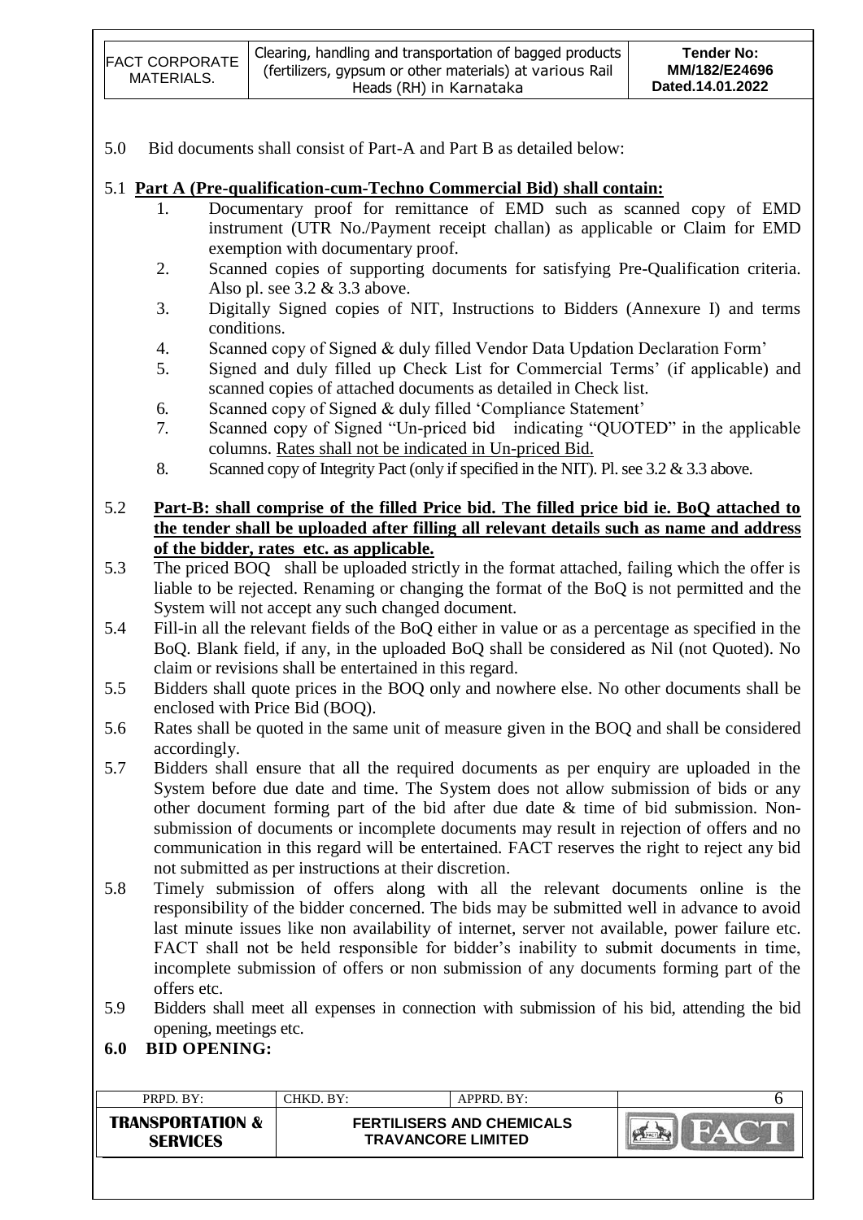5.0 Bid documents shall consist of Part-A and Part B as detailed below:

5.1 **Part A (Pre-qualification-cum-Techno Commercial Bid) shall contain:**

1. Documentary proof for remittance of EMD such as scanned copy of EMD instrument (UTR No./Payment receipt challan) as applicable or Claim for EMD exemption with documentary proof.
2. Scanned copies of supporting documents for satisfying Pre-Qualification criteria. Also pl. see 3.2 & 3.3 above.
3. Digitally Signed copies of NIT, Instructions to Bidders (Annexure I) and terms conditions.
4. Scanned copy of Signed & duly filled Vendor Data Updation Declaration Form'
5. Signed and duly filled up Check List for Commercial Terms' (if applicable) and scanned copies of attached documents as detailed in Check list.
6. Scanned copy of Signed & duly filled 'Compliance Statement'
7. Scanned copy of Signed "Un-priced bid indicating "QUOTED" in the applicable columns. Rates shall not be indicated in Un-priced Bid.
8. Scanned copy of Integrity Pact (only if specified in the NIT). Pl. see 3.2 & 3.3 above.

5.2 **Part-B: shall comprise of the filled Price bid. The filled price bid ie. BoQ attached to the tender shall be uploaded after filling all relevant details such as name and address of the bidder, rates etc. as applicable.**

5.3 The priced BOQ shall be uploaded strictly in the format attached, failing which the offer is liable to be rejected. Renaming or changing the format of the BoQ is not permitted and the System will not accept any such changed document.

5.4 Fill-in all the relevant fields of the BoQ either in value or as a percentage as specified in the BoQ. Blank field, if any, in the uploaded BoQ shall be considered as Nil (not Quoted). No claim or revisions shall be entertained in this regard.

5.5 Bidders shall quote prices in the BOQ only and nowhere else. No other documents shall be enclosed with Price Bid (BOQ).

5.6 Rates shall be quoted in the same unit of measure given in the BOQ and shall be considered accordingly.

5.7 Bidders shall ensure that all the required documents as per enquiry are uploaded in the System before due date and time. The System does not allow submission of bids or any other document forming part of the bid after due date & time of bid submission. Non-submission of documents or incomplete documents may result in rejection of offers and no communication in this regard will be entertained. FACT reserves the right to reject any bid not submitted as per instructions at their discretion.

5.8 Timely submission of offers along with all the relevant documents online is the responsibility of the bidder concerned. The bids may be submitted well in advance to avoid last minute issues like non availability of internet, server not available, power failure etc. FACT shall not be held responsible for bidder's inability to submit documents in time, incomplete submission of offers or non submission of any documents forming part of the offers etc.

5.9 Bidders shall meet all expenses in connection with submission of his bid, attending the bid opening, meetings etc.

**6.0 BID OPENING:**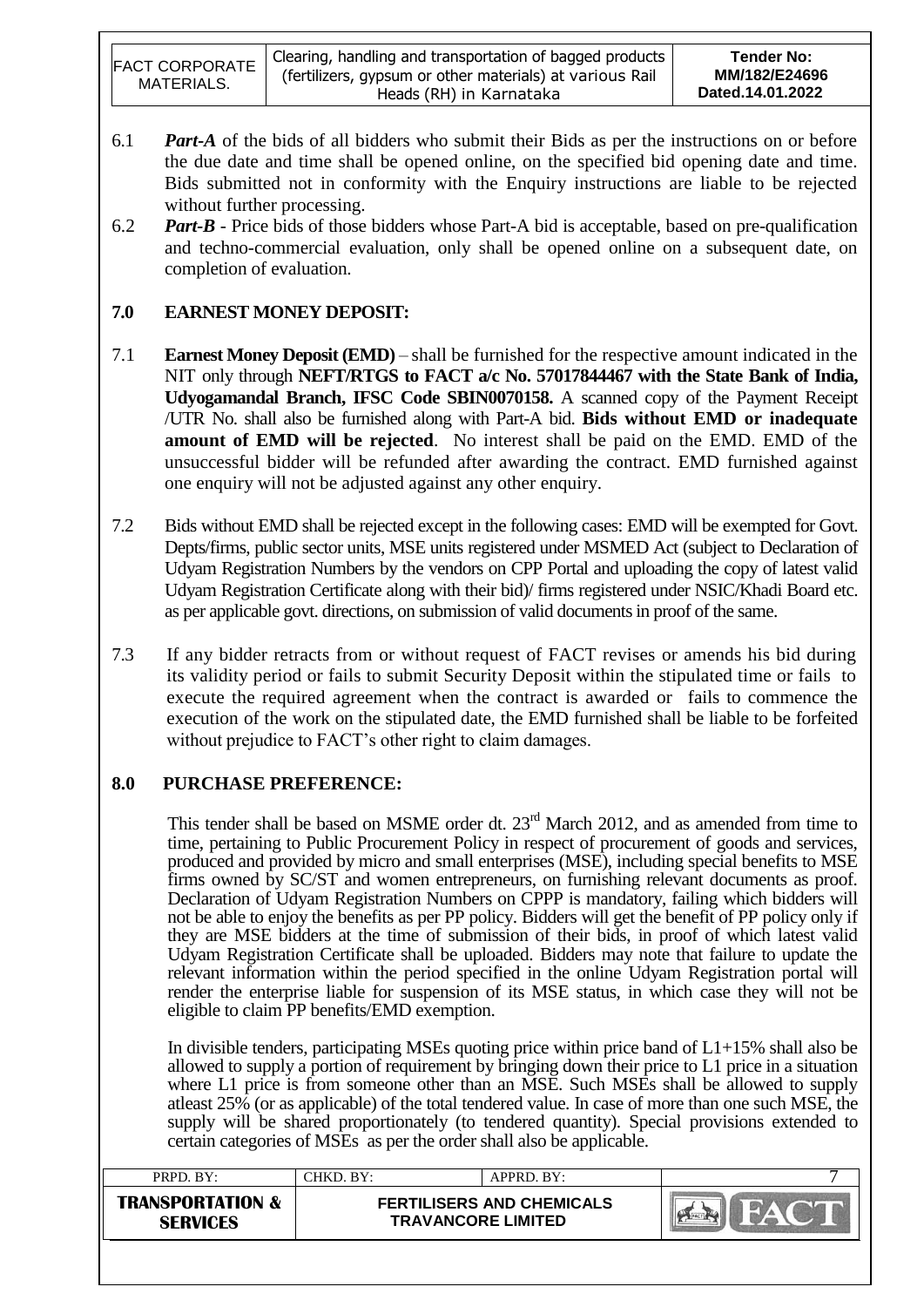6.1 ***Part-A*** of the bids of all bidders who submit their Bids as per the instructions on or before the due date and time shall be opened online, on the specified bid opening date and time. Bids submitted not in conformity with the Enquiry instructions are liable to be rejected without further processing.

6.2 ***Part-B*** - Price bids of those bidders whose Part-A bid is acceptable, based on pre-qualification and techno-commercial evaluation, only shall be opened online on a subsequent date, on completion of evaluation.

## 7.0 EARNEST MONEY DEPOSIT:

7.1 **Earnest Money Deposit (EMD)** – shall be furnished for the respective amount indicated in the NIT only through **NEFT/RTGS to FACT a/c No. 57017844467 with the State Bank of India, Udyogamandal Branch, IFSC Code SBIN0070158.** A scanned copy of the Payment Receipt /UTR No. shall also be furnished along with Part-A bid. **Bids without EMD or inadequate amount of EMD will be rejected**. No interest shall be paid on the EMD. EMD of the unsuccessful bidder will be refunded after awarding the contract. EMD furnished against one enquiry will not be adjusted against any other enquiry.

7.2 Bids without EMD shall be rejected except in the following cases: EMD will be exempted for Govt. Depts/firms, public sector units, MSE units registered under MSMED Act (subject to Declaration of Udyam Registration Numbers by the vendors on CPP Portal and uploading the copy of latest valid Udyam Registration Certificate along with their bid)/ firms registered under NSIC/Khadi Board etc. as per applicable govt. directions, on submission of valid documents in proof of the same.

7.3 If any bidder retracts from or without request of FACT revises or amends his bid during its validity period or fails to submit Security Deposit within the stipulated time or fails to execute the required agreement when the contract is awarded or fails to commence the execution of the work on the stipulated date, the EMD furnished shall be liable to be forfeited without prejudice to FACT's other right to claim damages.

## 8.0 PURCHASE PREFERENCE:

This tender shall be based on MSME order dt. 23rd March 2012, and as amended from time to time, pertaining to Public Procurement Policy in respect of procurement of goods and services, produced and provided by micro and small enterprises (MSE), including special benefits to MSE firms owned by SC/ST and women entrepreneurs, on furnishing relevant documents as proof. Declaration of Udyam Registration Numbers on CPPP is mandatory, failing which bidders will not be able to enjoy the benefits as per PP policy. Bidders will get the benefit of PP policy only if they are MSE bidders at the time of submission of their bids, in proof of which latest valid Udyam Registration Certificate shall be uploaded. Bidders may note that failure to update the relevant information within the period specified in the online Udyam Registration portal will render the enterprise liable for suspension of its MSE status, in which case they will not be eligible to claim PP benefits/EMD exemption.

In divisible tenders, participating MSEs quoting price within price band of L1+15% shall also be allowed to supply a portion of requirement by bringing down their price to L1 price in a situation where L1 price is from someone other than an MSE. Such MSEs shall be allowed to supply atleast 25% (or as applicable) of the total tendered value. In case of more than one such MSE, the supply will be shared proportionately (to tendered quantity). Special provisions extended to certain categories of MSEs as per the order shall also be applicable.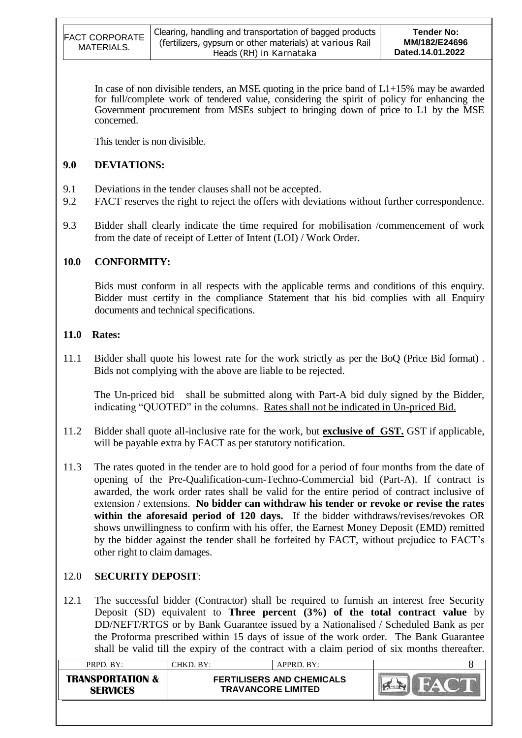In case of non divisible tenders, an MSE quoting in the price band of L1+15% may be awarded for full/complete work of tendered value, considering the spirit of policy for enhancing the Government procurement from MSEs subject to bringing down of price to L1 by the MSE concerned.

This tender is non divisible.

## 9.0 DEVIATIONS:

9.1 Deviations in the tender clauses shall not be accepted.

9.2 FACT reserves the right to reject the offers with deviations without further correspondence.

9.3 Bidder shall clearly indicate the time required for mobilisation /commencement of work from the date of receipt of Letter of Intent (LOI) / Work Order.

## 10.0 CONFORMITY:

Bids must conform in all respects with the applicable terms and conditions of this enquiry. Bidder must certify in the compliance Statement that his bid complies with all Enquiry documents and technical specifications.

## 11.0 Rates:

11.1 Bidder shall quote his lowest rate for the work strictly as per the BoQ (Price Bid format) . Bids not complying with the above are liable to be rejected.

The Un-priced bid shall be submitted along with Part-A bid duly signed by the Bidder, indicating "QUOTED" in the columns. Rates shall not be indicated in Un-priced Bid.

11.2 Bidder shall quote all-inclusive rate for the work, but **exclusive of GST.** GST if applicable, will be payable extra by FACT as per statutory notification.

11.3 The rates quoted in the tender are to hold good for a period of four months from the date of opening of the Pre-Qualification-cum-Techno-Commercial bid (Part-A). If contract is awarded, the work order rates shall be valid for the entire period of contract inclusive of extension / extensions. **No bidder can withdraw his tender or revoke or revise the rates within the aforesaid period of 120 days.** If the bidder withdraws/revises/revokes OR shows unwillingness to confirm with his offer, the Earnest Money Deposit (EMD) remitted by the bidder against the tender shall be forfeited by FACT, without prejudice to FACT's other right to claim damages.

## 12.0 SECURITY DEPOSIT:

12.1 The successful bidder (Contractor) shall be required to furnish an interest free Security Deposit (SD) equivalent to **Three percent (3%) of the total contract value** by DD/NEFT/RTGS or by Bank Guarantee issued by a Nationalised / Scheduled Bank as per the Proforma prescribed within 15 days of issue of the work order. The Bank Guarantee shall be valid till the expiry of the contract with a claim period of six months thereafter.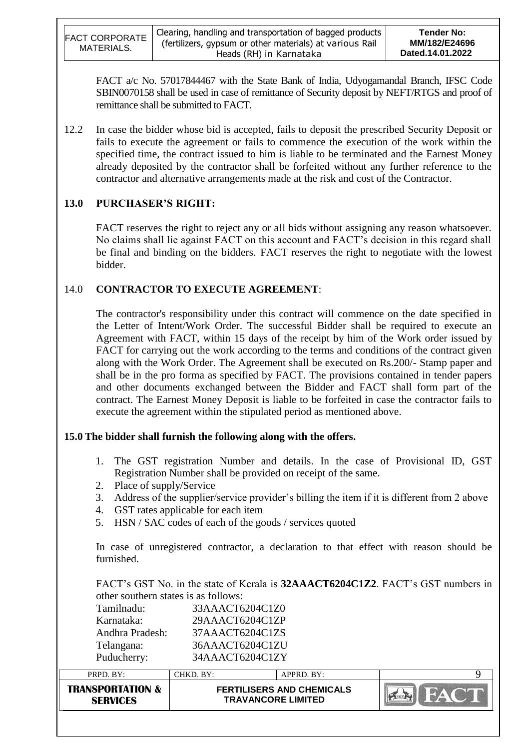FACT a/c No. 57017844467 with the State Bank of India, Udyogamandal Branch, IFSC Code SBIN0070158 shall be used in case of remittance of Security deposit by NEFT/RTGS and proof of remittance shall be submitted to FACT.

12.2 In case the bidder whose bid is accepted, fails to deposit the prescribed Security Deposit or fails to execute the agreement or fails to commence the execution of the work within the specified time, the contract issued to him is liable to be terminated and the Earnest Money already deposited by the contractor shall be forfeited without any further reference to the contractor and alternative arrangements made at the risk and cost of the Contractor.

## 13.0 PURCHASER'S RIGHT:

FACT reserves the right to reject any or all bids without assigning any reason whatsoever. No claims shall lie against FACT on this account and FACT's decision in this regard shall be final and binding on the bidders. FACT reserves the right to negotiate with the lowest bidder.

## 14.0 CONTRACTOR TO EXECUTE AGREEMENT:

The contractor's responsibility under this contract will commence on the date specified in the Letter of Intent/Work Order. The successful Bidder shall be required to execute an Agreement with FACT, within 15 days of the receipt by him of the Work order issued by FACT for carrying out the work according to the terms and conditions of the contract given along with the Work Order. The Agreement shall be executed on Rs.200/- Stamp paper and shall be in the pro forma as specified by FACT. The provisions contained in tender papers and other documents exchanged between the Bidder and FACT shall form part of the contract. The Earnest Money Deposit is liable to be forfeited in case the contractor fails to execute the agreement within the stipulated period as mentioned above.

## 15.0 The bidder shall furnish the following along with the offers.

1. The GST registration Number and details. In the case of Provisional ID, GST Registration Number shall be provided on receipt of the same.
2. Place of supply/Service
3. Address of the supplier/service provider's billing the item if it is different from 2 above
4. GST rates applicable for each item
5. HSN / SAC codes of each of the goods / services quoted

In case of unregistered contractor, a declaration to that effect with reason should be furnished.

FACT's GST No. in the state of Kerala is **32AAACT6204C1Z2**. FACT's GST numbers in other southern states is as follows:

| | |
|---|---|
| Tamilnadu: | 33AAACT6204C1Z0 |
| Karnataka: | 29AAACT6204C1ZP |
| Andhra Pradesh: | 37AAACT6204C1ZS |
| Telangana: | 36AAACT6204C1ZU |
| Puducherry: | 34AAACT6204C1ZY |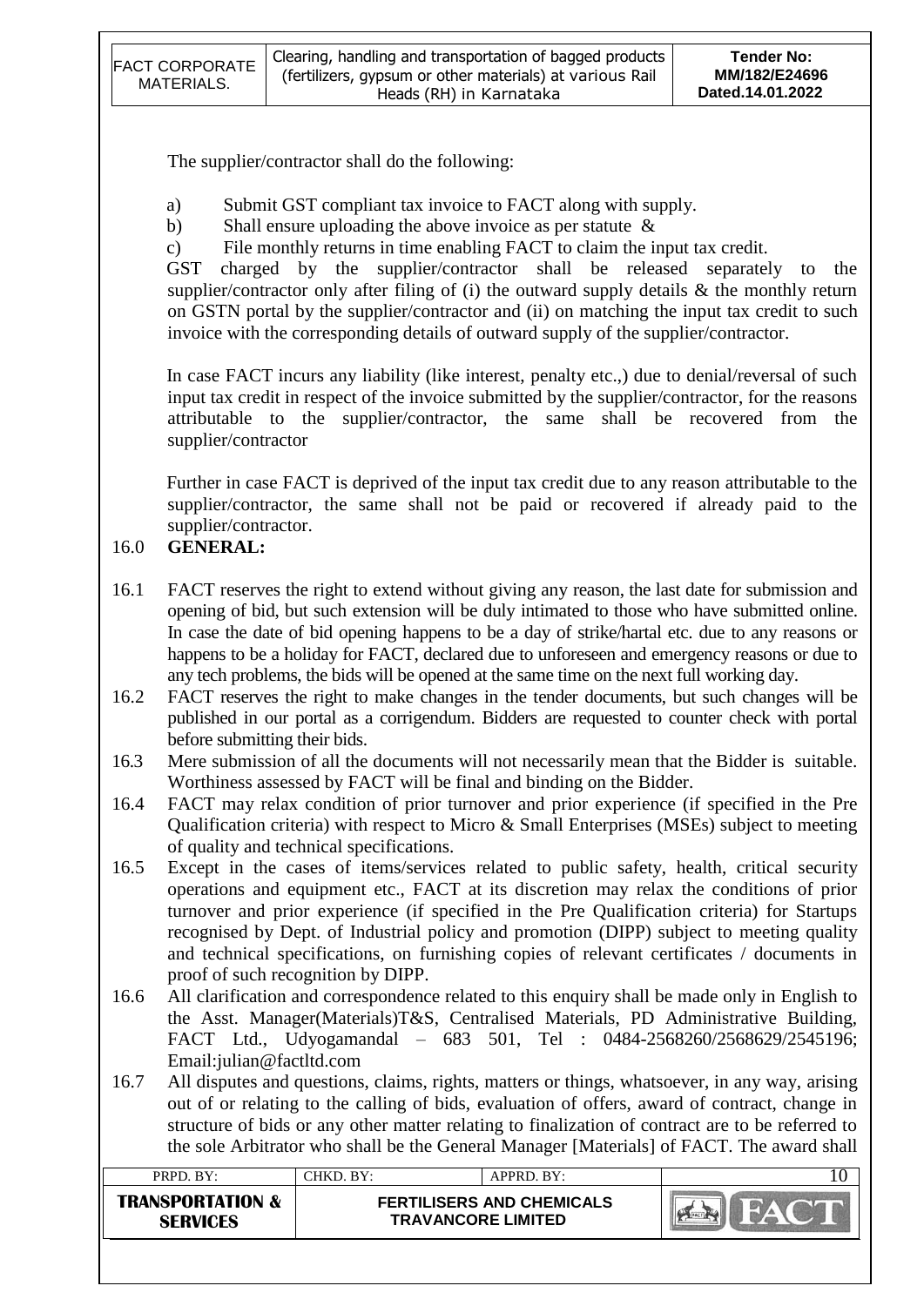The supplier/contractor shall do the following:

a) Submit GST compliant tax invoice to FACT along with supply.
b) Shall ensure uploading the above invoice as per statute &
c) File monthly returns in time enabling FACT to claim the input tax credit.

GST charged by the supplier/contractor shall be released separately to the supplier/contractor only after filing of (i) the outward supply details & the monthly return on GSTN portal by the supplier/contractor and (ii) on matching the input tax credit to such invoice with the corresponding details of outward supply of the supplier/contractor.

In case FACT incurs any liability (like interest, penalty etc.,) due to denial/reversal of such input tax credit in respect of the invoice submitted by the supplier/contractor, for the reasons attributable to the supplier/contractor, the same shall be recovered from the supplier/contractor

Further in case FACT is deprived of the input tax credit due to any reason attributable to the supplier/contractor, the same shall not be paid or recovered if already paid to the supplier/contractor.

## 16.0 GENERAL:

16.1 FACT reserves the right to extend without giving any reason, the last date for submission and opening of bid, but such extension will be duly intimated to those who have submitted online. In case the date of bid opening happens to be a day of strike/hartal etc. due to any reasons or happens to be a holiday for FACT, declared due to unforeseen and emergency reasons or due to any tech problems, the bids will be opened at the same time on the next full working day.

16.2 FACT reserves the right to make changes in the tender documents, but such changes will be published in our portal as a corrigendum. Bidders are requested to counter check with portal before submitting their bids.

16.3 Mere submission of all the documents will not necessarily mean that the Bidder is suitable. Worthiness assessed by FACT will be final and binding on the Bidder.

16.4 FACT may relax condition of prior turnover and prior experience (if specified in the Pre Qualification criteria) with respect to Micro & Small Enterprises (MSEs) subject to meeting of quality and technical specifications.

16.5 Except in the cases of items/services related to public safety, health, critical security operations and equipment etc., FACT at its discretion may relax the conditions of prior turnover and prior experience (if specified in the Pre Qualification criteria) for Startups recognised by Dept. of Industrial policy and promotion (DIPP) subject to meeting quality and technical specifications, on furnishing copies of relevant certificates / documents in proof of such recognition by DIPP.

16.6 All clarification and correspondence related to this enquiry shall be made only in English to the Asst. Manager(Materials)T&S, Centralised Materials, PD Administrative Building, FACT Ltd., Udyogamandal – 683 501, Tel : 0484-2568260/2568629/2545196; Email:julian@factltd.com

16.7 All disputes and questions, claims, rights, matters or things, whatsoever, in any way, arising out of or relating to the calling of bids, evaluation of offers, award of contract, change in structure of bids or any other matter relating to finalization of contract are to be referred to the sole Arbitrator who shall be the General Manager [Materials] of FACT. The award shall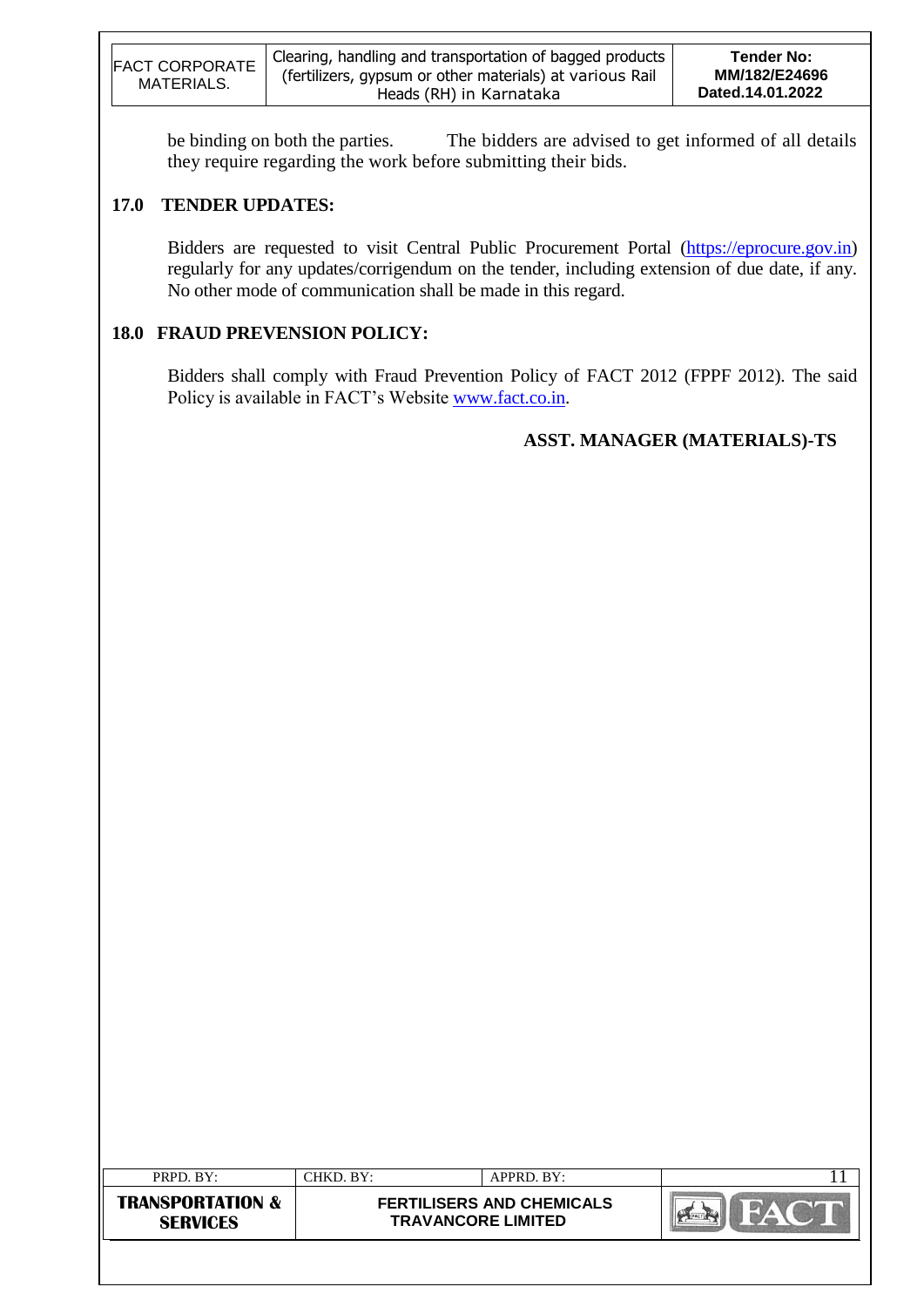be binding on both the parties. The bidders are advised to get informed of all details they require regarding the work before submitting their bids.

## 17.0 TENDER UPDATES:

Bidders are requested to visit Central Public Procurement Portal (https://eprocure.gov.in) regularly for any updates/corrigendum on the tender, including extension of due date, if any. No other mode of communication shall be made in this regard.

## 18.0 FRAUD PREVENSION POLICY:

Bidders shall comply with Fraud Prevention Policy of FACT 2012 (FPPF 2012). The said Policy is available in FACT's Website www.fact.co.in.

**ASST. MANAGER (MATERIALS)-TS**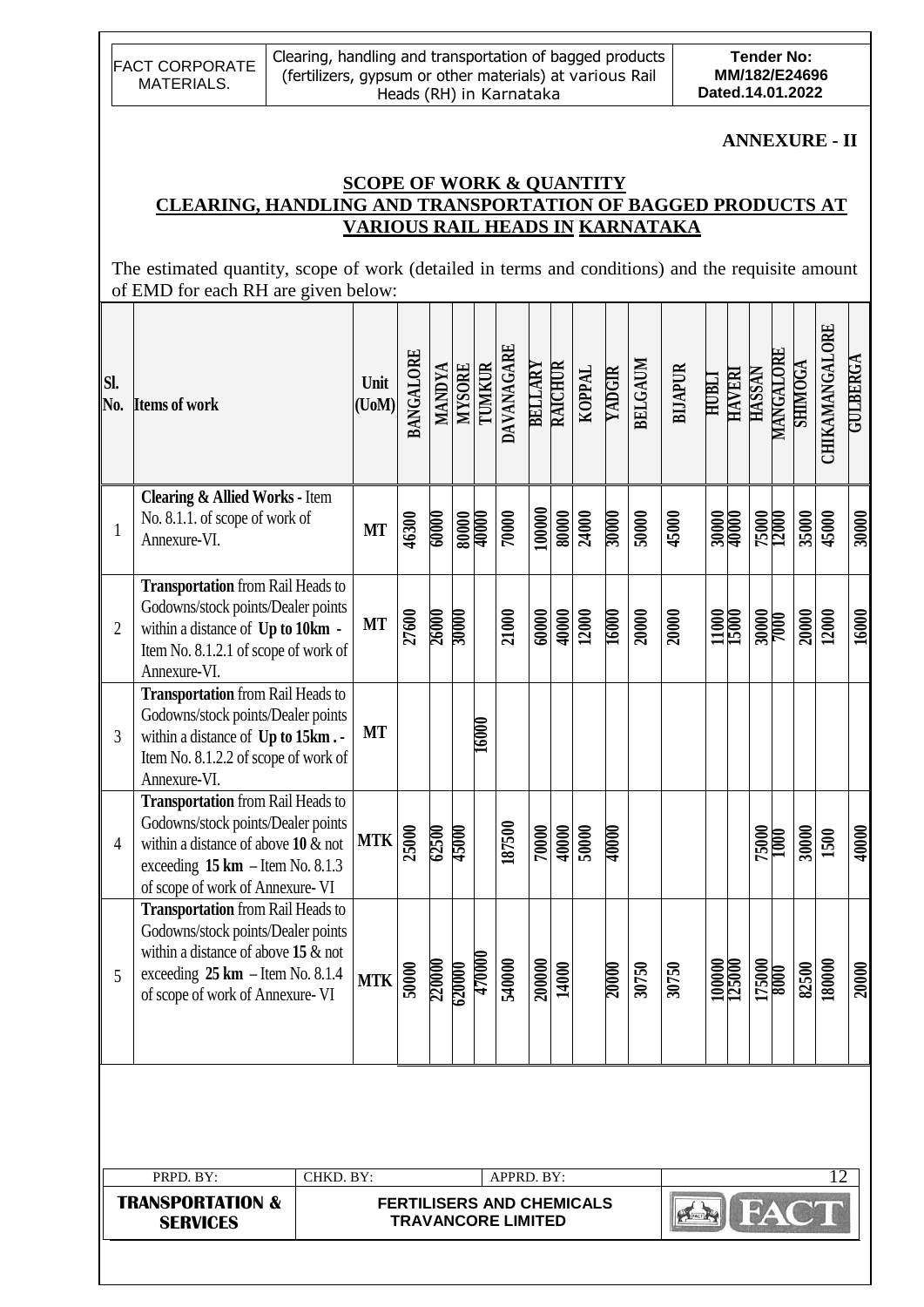**ANNEXURE - II**

## SCOPE OF WORK & QUANTITY

## CLEARING, HANDLING AND TRANSPORTATION OF BAGGED PRODUCTS AT VARIOUS RAIL HEADS IN KARNATAKA

The estimated quantity, scope of work (detailed in terms and conditions) and the requisite amount of EMD for each RH are given below:

| Sl. No. | Items of work | Unit (UoM) | BANGALORE | MANDYA | MYSORE | TUMKUR | DAVANAGARE | BELLARY | RAICHUR | KOPPAL | YADGIR | BELGAUM | BIJAPUR | HUBLI | HAVERI | HASSAN | MANGALORE | SHIMOGA | CHIKAMANGALORE | GULBERGA |
|---|---|---|---|---|---|---|---|---|---|---|---|---|---|---|---|---|---|---|---|---|
| 1 | **Clearing & Allied Works -** Item No. 8.1.1. of scope of work of Annexure-VI. | **MT** | 46300 | 60000 | 80000 | 40000 | 70000 | 100000 | 80000 | 24000 | 30000 | 50000 | 45000 | 30000 | 40000 | 75000 | 12000 | 35000 | 45000 | 30000 |
| 2 | **Transportation** from Rail Heads to Godowns/stock points/Dealer points within a distance of **Up to 10km -** Item No. 8.1.2.1 of scope of work of Annexure-VI. | **MT** | 27600 | 26000 | 30000 | | 21000 | 60000 | 40000 | 12000 | 16000 | 20000 | 20000 | 11000 | 15000 | 30000 | 7000 | 20000 | 12000 | 16000 |
| 3 | **Transportation** from Rail Heads to Godowns/stock points/Dealer points within a distance of **Up to 15km . -** Item No. 8.1.2.2 of scope of work of Annexure-VI. | **MT** | | | | 16000 | | | | | | | | | | | | | | |
| 4 | **Transportation** from Rail Heads to Godowns/stock points/Dealer points within a distance of above **10** & not exceeding **15 km –** Item No. 8.1.3 of scope of work of Annexure- VI | **MTK** | 25000 | 62500 | 45000 | | 187500 | 70000 | 40000 | 50000 | 40000 | | | | | 75000 | 1000 | 30000 | 1500 | 40000 |
| 5 | **Transportation** from Rail Heads to Godowns/stock points/Dealer points within a distance of above **15** & not exceeding **25 km –** Item No. 8.1.4 of scope of work of Annexure- VI | **MTK** | 50000 | 220000 | 620000 | 470000 | 540000 | 200000 | 14000 | | 20000 | 30750 | 30750 | 100000 | 125000 | 175000 | 8000 | 82500 | 180000 | 20000 |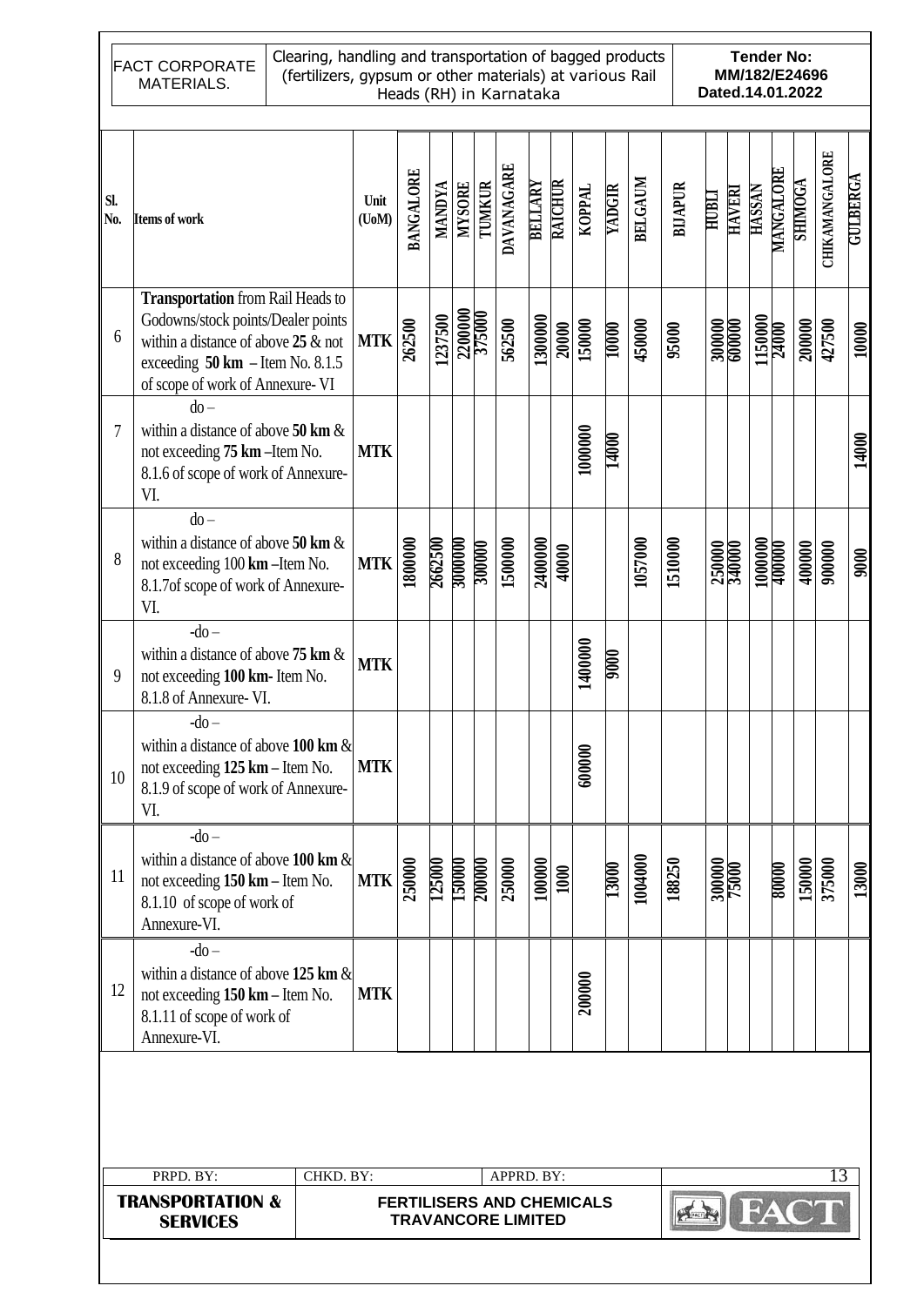| Sl. No. | Items of work | Unit (UoM) | BANGALORE | MANDYA | MYSORE | TUMKUR | DAVANAGARE | BELLARY | RAICHUR | KOPPAL | YADGIR | BELGAUM | BIJAPUR | HUBLI | HAVERI | HASSAN | MANGALORE | SHIMOGA | CHIKAMANGALORE | GULBERGA |
|---|---|---|---|---|---|---|---|---|---|---|---|---|---|---|---|---|---|---|---|---|
| 6 | **Transportation** from Rail Heads to Godowns/stock points/Dealer points within a distance of above **25** & not exceeding **50 km** – Item No. 8.1.5 of scope of work of Annexure- VI | **MTK** | 262500 | 1237500 | 2200000 | 375000 | 562500 | 1300000 | 20000 | 150000 | 10000 | 450000 | 95000 | 300000 | 600000 | 1150000 | 24000 | 200000 | 427500 | 10000 |
| 7 | do – within a distance of above **50 km** & not exceeding **75 km** –Item No. 8.1.6 of scope of work of Annexure- VI. | **MTK** | | | | | | | | 1000000 | 14000 | | | | | | | | | 14000 |
| 8 | do – within a distance of above **50 km** & not exceeding 100 **km** –Item No. 8.1.7of scope of work of Annexure- VI. | **MTK** | 1800000 | 2662500 | 3000000 | 300000 | 1500000 | 2400000 | 40000 | | | 1057000 | 1510000 | 250000 | 340000 | 1000000 | 400000 | 400000 | 900000 | 9000 |
| 9 | -do – within a distance of above **75 km** & not exceeding **100 km-** Item No. 8.1.8 of Annexure- VI. | **MTK** | | | | | | | | 1400000 | 9000 | | | | | | | | | |
| 10 | -do – within a distance of above **100 km** & not exceeding **125 km** – Item No. 8.1.9 of scope of work of Annexure- VI. | **MTK** | | | | | | | | 600000 | | | | | | | | | | |
| 11 | -do – within a distance of above **100 km** & not exceeding **150 km** – Item No. 8.1.10 of scope of work of Annexure-VI. | **MTK** | 250000 | 125000 | 150000 | 200000 | 250000 | 100000 | 1000 | | 13000 | 1004000 | 188250 | 300000 | 75000 | | 80000 | 150000 | 375000 | 13000 |
| 12 | -do – within a distance of above **125 km** & not exceeding **150 km** – Item No. 8.1.11 of scope of work of Annexure-VI. | **MTK** | | | | | | | | 200000 | | | | | | | | | | |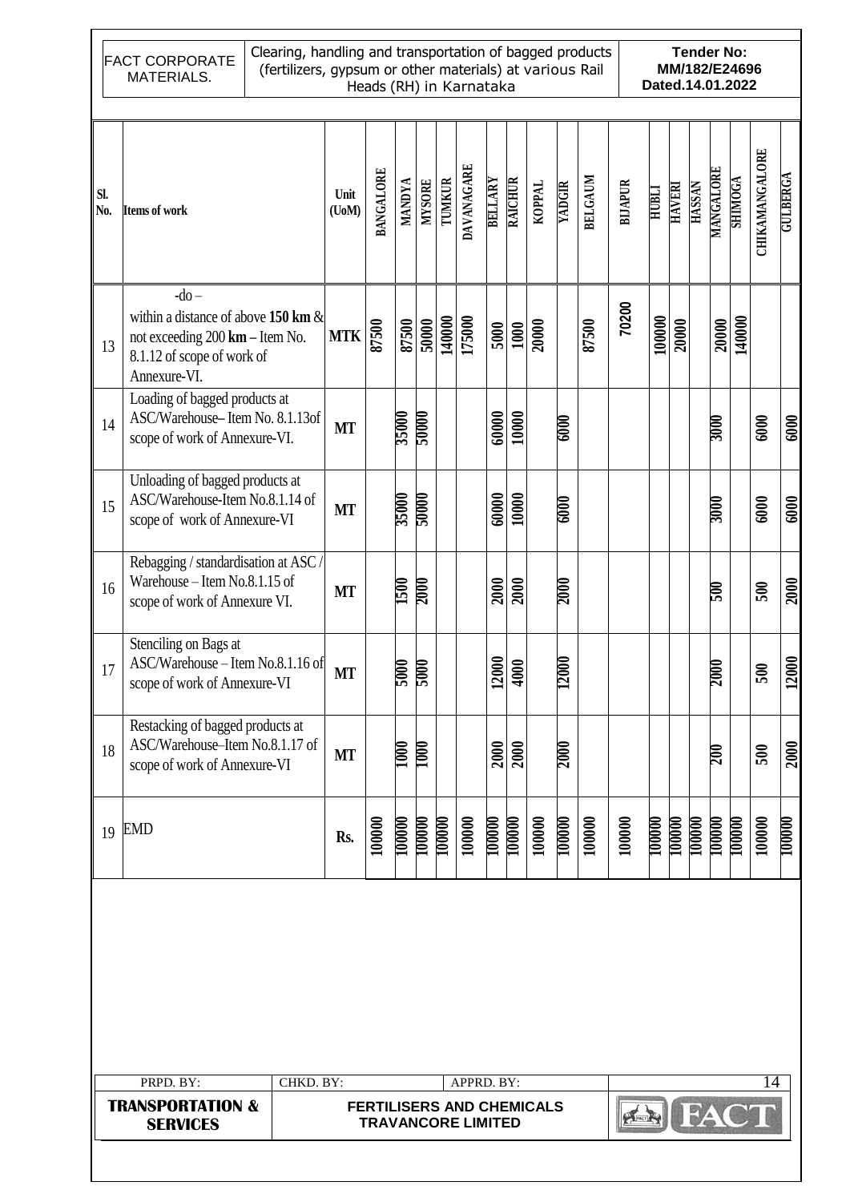| Sl. No. | Items of work | Unit (UoM) | BANGALORE | MANDYA | MYSORE | TUMKUR | DAVANAGARE | BELLARY | RAICHUR | KOPPAL | YADGIR | BELGAUM | BIJAPUR | HUBLI | HAVERI | HASSAN | MANGALORE | SHIMOGA | CHIKAMANGALORE | GULBERGA |
|---|---|---|---|---|---|---|---|---|---|---|---|---|---|---|---|---|---|---|---|---|
| 13 | -do – within a distance of above **150 km** & not exceeding 200 **km** – Item No. 8.1.12 of scope of work of Annexure-VI. | **MTK** | 87500 | 87500 | 50000 | 140000 | 175000 | 5000 | 1000 | 20000 | | 87500 | 70200 | 100000 | 20000 | | 20000 | 140000 | | |
| 14 | Loading of bagged products at ASC/Warehouse– Item No. 8.1.13of scope of work of Annexure-VI. | MT | | 35000 | 50000 | | | 60000 | 10000 | | 6000 | | | | | | 3000 | | 6000 | 6000 |
| 15 | Unloading of bagged products at ASC/Warehouse-Item No.8.1.14 of scope of work of Annexure-VI | MT | | 35000 | 50000 | | | 60000 | 10000 | | 6000 | | | | | | 3000 | | 6000 | 6000 |
| 16 | Rebagging / standardisation at ASC / Warehouse – Item No.8.1.15 of scope of work of Annexure VI. | MT | | 1500 | 2000 | | | 2000 | 2000 | | 2000 | | | | | | 500 | | 500 | 2000 |
| 17 | Stenciling on Bags at ASC/Warehouse – Item No.8.1.16 of scope of work of Annexure-VI | MT | | 5000 | 5000 | | | 12000 | 4000 | | 12000 | | | | | | 2000 | | 500 | 12000 |
| 18 | Restacking of bagged products at ASC/Warehouse–Item No.8.1.17 of scope of work of Annexure-VI | MT | | 1000 | 1000 | | | 2000 | 2000 | | 2000 | | | | | | 200 | | 500 | 2000 |
| 19 | EMD | Rs. | 100000 | 100000 | 100000 | 100000 | 100000 | 100000 | 100000 | 100000 | 100000 | 100000 | 100000 | 100000 | 100000 | 100000 | 100000 | 100000 | 100000 | 100000 |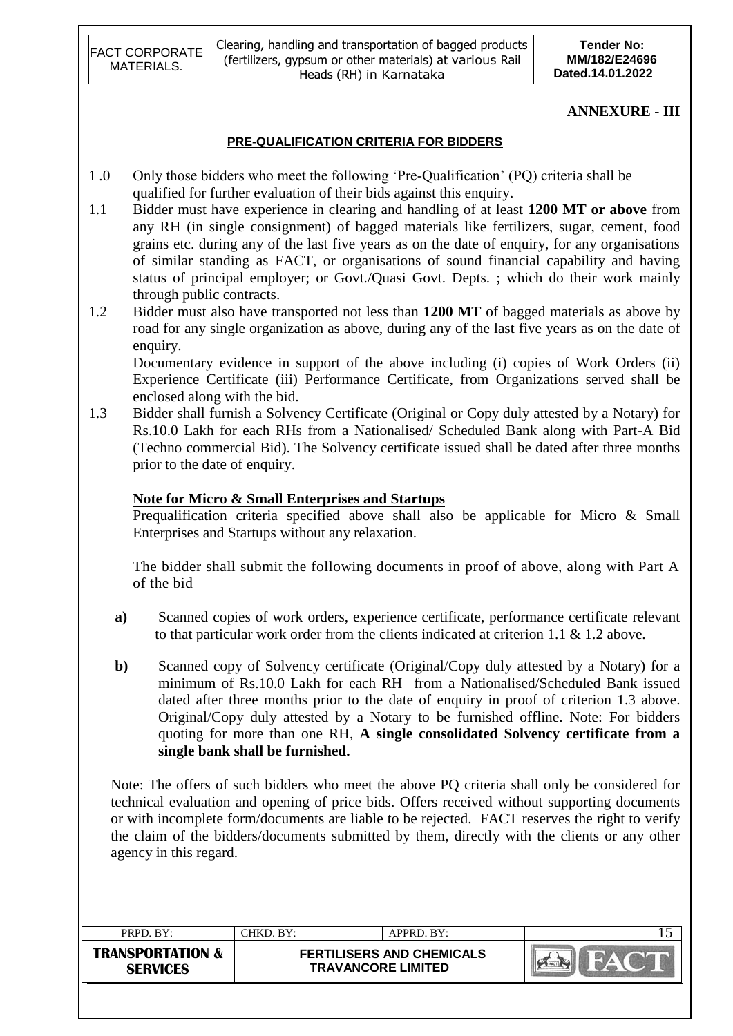## ANNEXURE - III

### PRE-QUALIFICATION CRITERIA FOR BIDDERS

1 .0 Only those bidders who meet the following 'Pre-Qualification' (PQ) criteria shall be qualified for further evaluation of their bids against this enquiry.

1.1 Bidder must have experience in clearing and handling of at least **1200 MT or above** from any RH (in single consignment) of bagged materials like fertilizers, sugar, cement, food grains etc. during any of the last five years as on the date of enquiry, for any organisations of similar standing as FACT, or organisations of sound financial capability and having status of principal employer; or Govt./Quasi Govt. Depts. ; which do their work mainly through public contracts.

1.2 Bidder must also have transported not less than **1200 MT** of bagged materials as above by road for any single organization as above, during any of the last five years as on the date of enquiry.

Documentary evidence in support of the above including (i) copies of Work Orders (ii) Experience Certificate (iii) Performance Certificate, from Organizations served shall be enclosed along with the bid.

1.3 Bidder shall furnish a Solvency Certificate (Original or Copy duly attested by a Notary) for Rs.10.0 Lakh for each RHs from a Nationalised/ Scheduled Bank along with Part-A Bid (Techno commercial Bid). The Solvency certificate issued shall be dated after three months prior to the date of enquiry.

**Note for Micro & Small Enterprises and Startups**

Prequalification criteria specified above shall also be applicable for Micro & Small Enterprises and Startups without any relaxation.

The bidder shall submit the following documents in proof of above, along with Part A of the bid

**a)** Scanned copies of work orders, experience certificate, performance certificate relevant to that particular work order from the clients indicated at criterion 1.1 & 1.2 above.

**b)** Scanned copy of Solvency certificate (Original/Copy duly attested by a Notary) for a minimum of Rs.10.0 Lakh for each RH from a Nationalised/Scheduled Bank issued dated after three months prior to the date of enquiry in proof of criterion 1.3 above. Original/Copy duly attested by a Notary to be furnished offline. Note: For bidders quoting for more than one RH, **A single consolidated Solvency certificate from a single bank shall be furnished.**

Note: The offers of such bidders who meet the above PQ criteria shall only be considered for technical evaluation and opening of price bids. Offers received without supporting documents or with incomplete form/documents are liable to be rejected. FACT reserves the right to verify the claim of the bidders/documents submitted by them, directly with the clients or any other agency in this regard.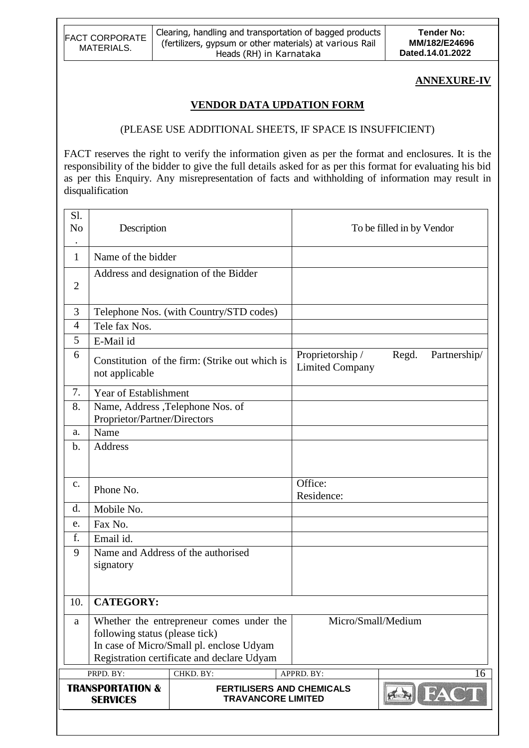**ANNEXURE-IV**

## VENDOR DATA UPDATION FORM

(PLEASE USE ADDITIONAL SHEETS, IF SPACE IS INSUFFICIENT)

FACT reserves the right to verify the information given as per the format and enclosures. It is the responsibility of the bidder to give the full details asked for as per this format for evaluating his bid as per this Enquiry. Any misrepresentation of facts and withholding of information may result in disqualification

| Sl. No. | Description | To be filled in by Vendor |
|---|---|---|
| 1 | Name of the bidder | |
| 2 | Address and designation of the Bidder | |
| 3 | Telephone Nos. (with Country/STD codes) | |
| 4 | Tele fax Nos. | |
| 5 | E-Mail id | |
| 6 | Constitution of the firm: (Strike out which is not applicable | Proprietorship / Regd. Partnership/ Limited Company |
| 7. | Year of Establishment | |
| 8. | Name, Address ,Telephone Nos. of Proprietor/Partner/Directors | |
| a. | Name | |
| b. | Address | |
| c. | Phone No. | Office:<br>Residence: |
| d. | Mobile No. | |
| e. | Fax No. | |
| f. | Email id. | |
| 9 | Name and Address of the authorised signatory | |
| 10. | **CATEGORY:** | |
| a | Whether the entrepreneur comes under the following status (please tick)<br>In case of Micro/Small pl. enclose Udyam Registration certificate and declare Udyam | Micro/Small/Medium |

| PRPD. BY: | CHKD. BY: | APPRD. BY: |
|---|---|---|
| **TRANSPORTATION & SERVICES** | **FERTILISERS AND CHEMICALS TRAVANCORE LIMITED** | |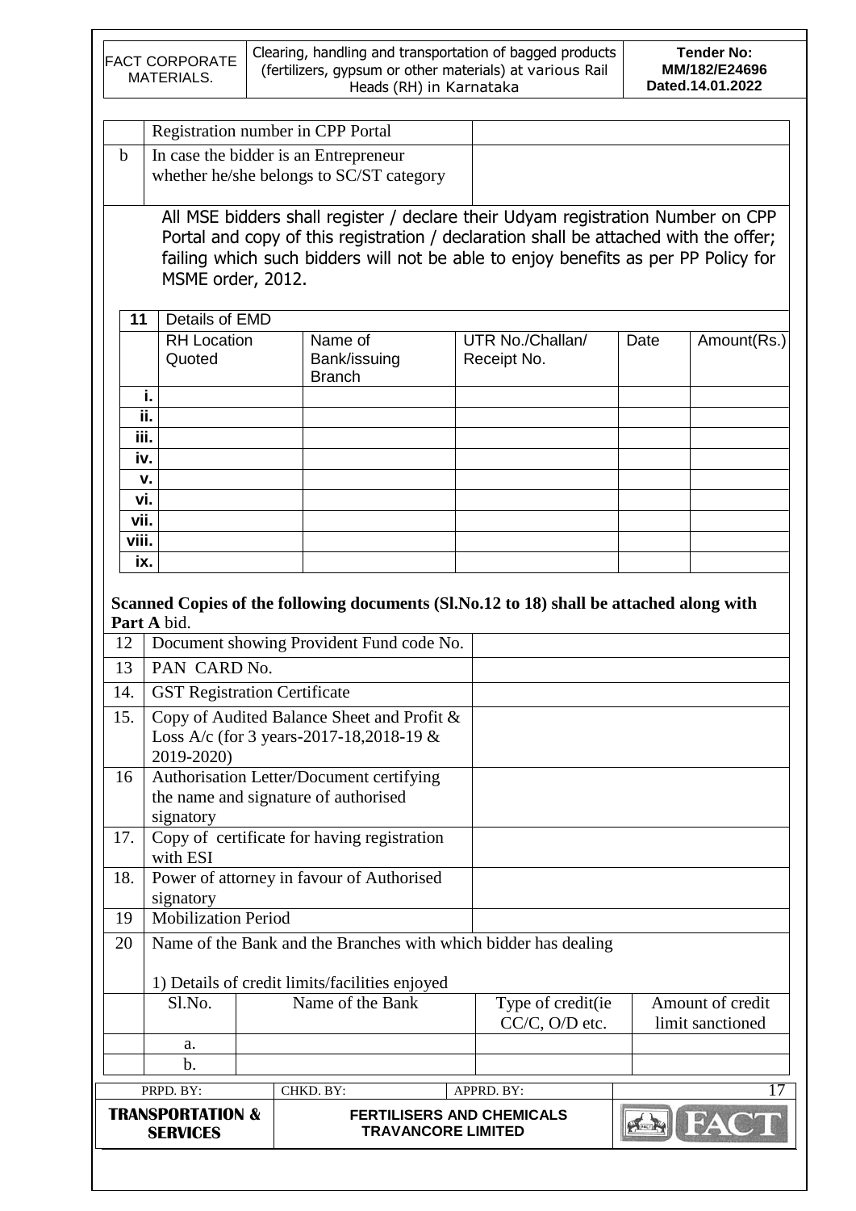| | | |
|---|---|---|
| | Registration number in CPP Portal | |
| b | In case the bidder is an Entrepreneur whether he/she belongs to SC/ST category | |

All MSE bidders shall register / declare their Udyam registration Number on CPP Portal and copy of this registration / declaration shall be attached with the offer; failing which such bidders will not be able to enjoy benefits as per PP Policy for MSME order, 2012.

| 11 | Details of EMD | | | | |
|---|---|---|---|---|---|
| | RH Location Quoted | Name of Bank/issuing Branch | UTR No./Challan/ Receipt No. | Date | Amount(Rs.) |
| i. | | | | | |
| ii. | | | | | |
| iii. | | | | | |
| iv. | | | | | |
| v. | | | | | |
| vi. | | | | | |
| vii. | | | | | |
| viii. | | | | | |
| ix. | | | | | |

**Scanned Copies of the following documents (Sl.No.12 to 18) shall be attached along with Part A** bid.

| | | |
|---|---|---|
| 12 | Document showing Provident Fund code No. | |
| 13 | PAN CARD No. | |
| 14. | GST Registration Certificate | |
| 15. | Copy of Audited Balance Sheet and Profit & Loss A/c (for 3 years-2017-18,2018-19 & 2019-2020) | |
| 16 | Authorisation Letter/Document certifying the name and signature of authorised signatory | |
| 17. | Copy of certificate for having registration with ESI | |
| 18. | Power of attorney in favour of Authorised signatory | |
| 19 | Mobilization Period | |

20 Name of the Bank and the Branches with which bidder has dealing

1) Details of credit limits/facilities enjoyed

| Sl.No. | Name of the Bank | Type of credit(ie CC/C, O/D etc. | Amount of credit limit sanctioned |
|---|---|---|---|
| a. | | | |
| b. | | | |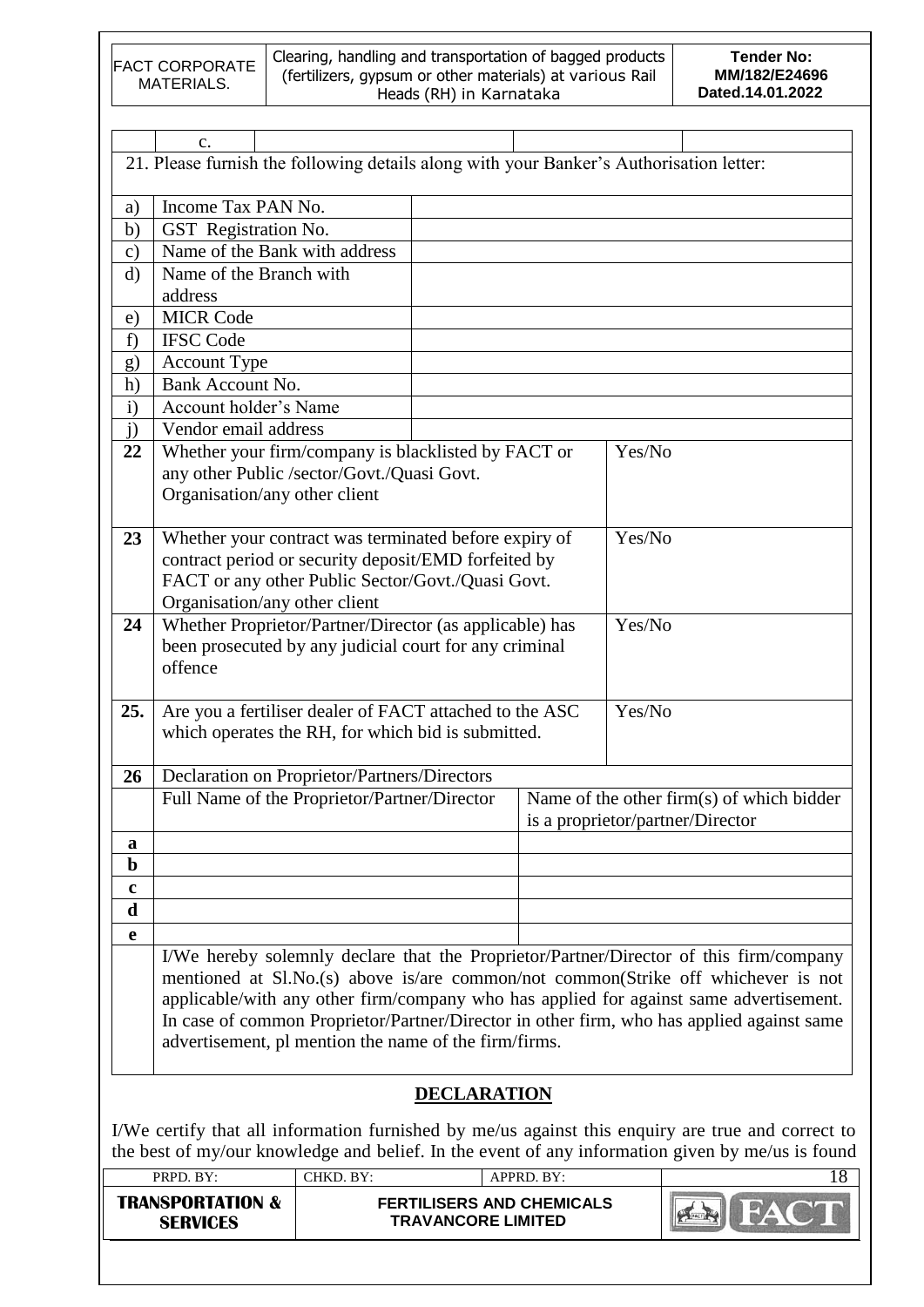| | c. | | | |
|---|---|---|---|---|

21. Please furnish the following details along with your Banker's Authorisation letter:

| | | |
|---|---|---|
| a) | Income Tax PAN No. | |
| b) | GST Registration No. | |
| c) | Name of the Bank with address | |
| d) | Name of the Branch with address | |
| e) | MICR Code | |
| f) | IFSC Code | |
| g) | Account Type | |
| h) | Bank Account No. | |
| i) | Account holder's Name | |
| j) | Vendor email address | |

| | | |
|---|---|---|
| **22** | Whether your firm/company is blacklisted by FACT or any other Public /sector/Govt./Quasi Govt. Organisation/any other client | Yes/No |
| **23** | Whether your contract was terminated before expiry of contract period or security deposit/EMD forfeited by FACT or any other Public Sector/Govt./Quasi Govt. Organisation/any other client | Yes/No |
| **24** | Whether Proprietor/Partner/Director (as applicable) has been prosecuted by any judicial court for any criminal offence | Yes/No |
| **25.** | Are you a fertiliser dealer of FACT attached to the ASC which operates the RH, for which bid is submitted. | Yes/No |

| | | |
|---|---|---|
| **26** | Declaration on Proprietor/Partners/Directors | |
| | Full Name of the Proprietor/Partner/Director | Name of the other firm(s) of which bidder is a proprietor/partner/Director |
| **a** | | |
| **b** | | |
| **c** | | |
| **d** | | |
| **e** | | |
| | I/We hereby solemnly declare that the Proprietor/Partner/Director of this firm/company mentioned at Sl.No.(s) above is/are common/not common(Strike off whichever is not applicable/with any other firm/company who has applied for against same advertisement. In case of common Proprietor/Partner/Director in other firm, who has applied against same advertisement, pl mention the name of the firm/firms. | |

## DECLARATION

I/We certify that all information furnished by me/us against this enquiry are true and correct to the best of my/our knowledge and belief. In the event of any information given by me/us is found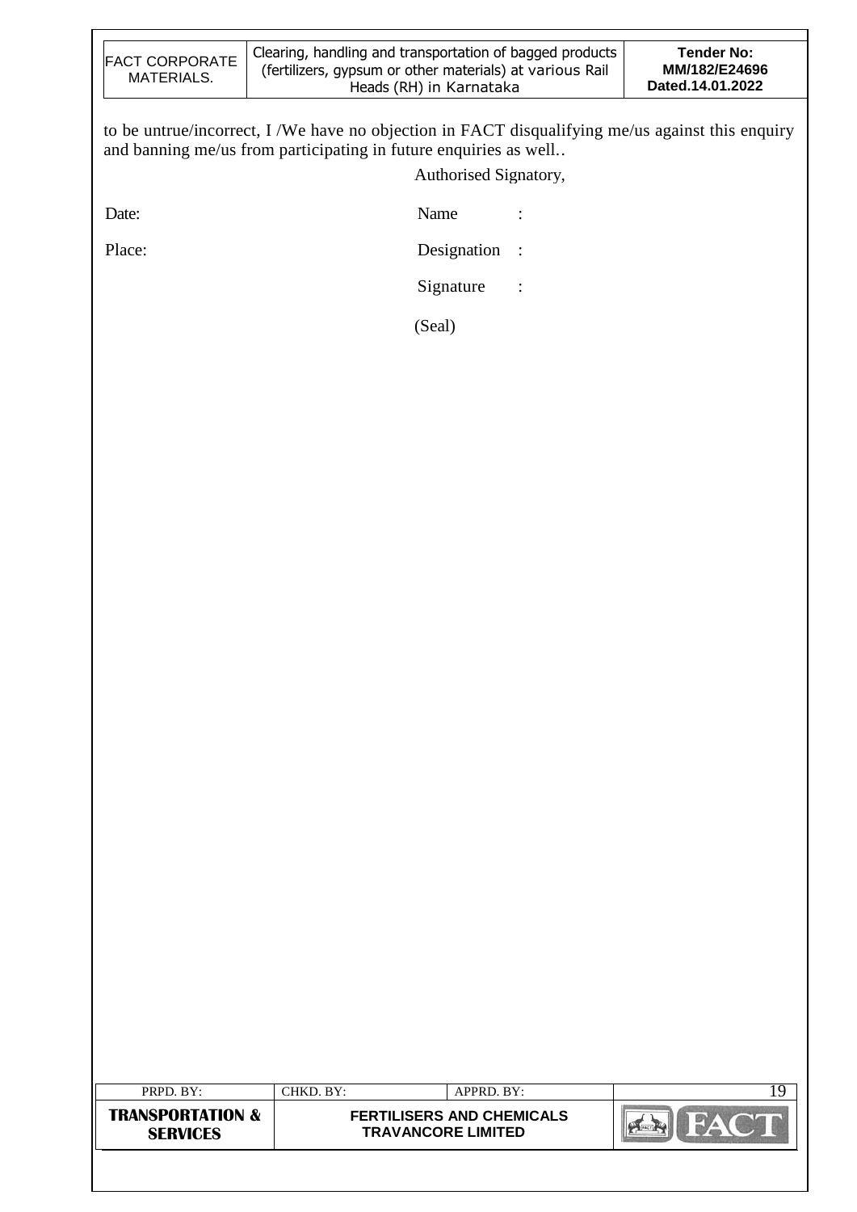to be untrue/incorrect, I /We have no objection in FACT disqualifying me/us against this enquiry and banning me/us from participating in future enquiries as well..

Authorised Signatory,

Date: Name :

Place: Designation :

Signature :

(Seal)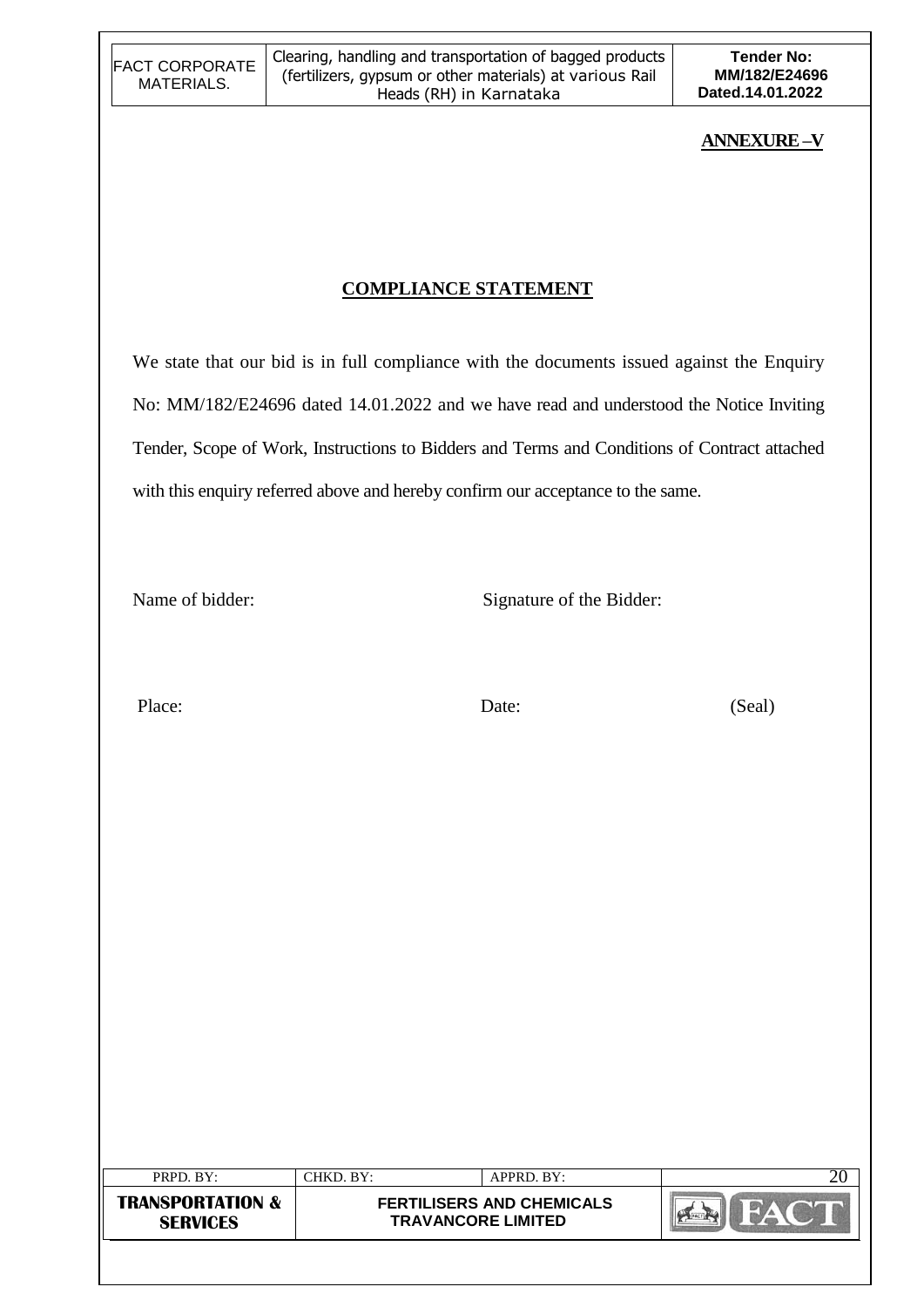**ANNEXURE –V**

## COMPLIANCE STATEMENT

We state that our bid is in full compliance with the documents issued against the Enquiry No: MM/182/E24696 dated 14.01.2022 and we have read and understood the Notice Inviting Tender, Scope of Work, Instructions to Bidders and Terms and Conditions of Contract attached with this enquiry referred above and hereby confirm our acceptance to the same.

Name of bidder: Signature of the Bidder:

Place: Date: (Seal)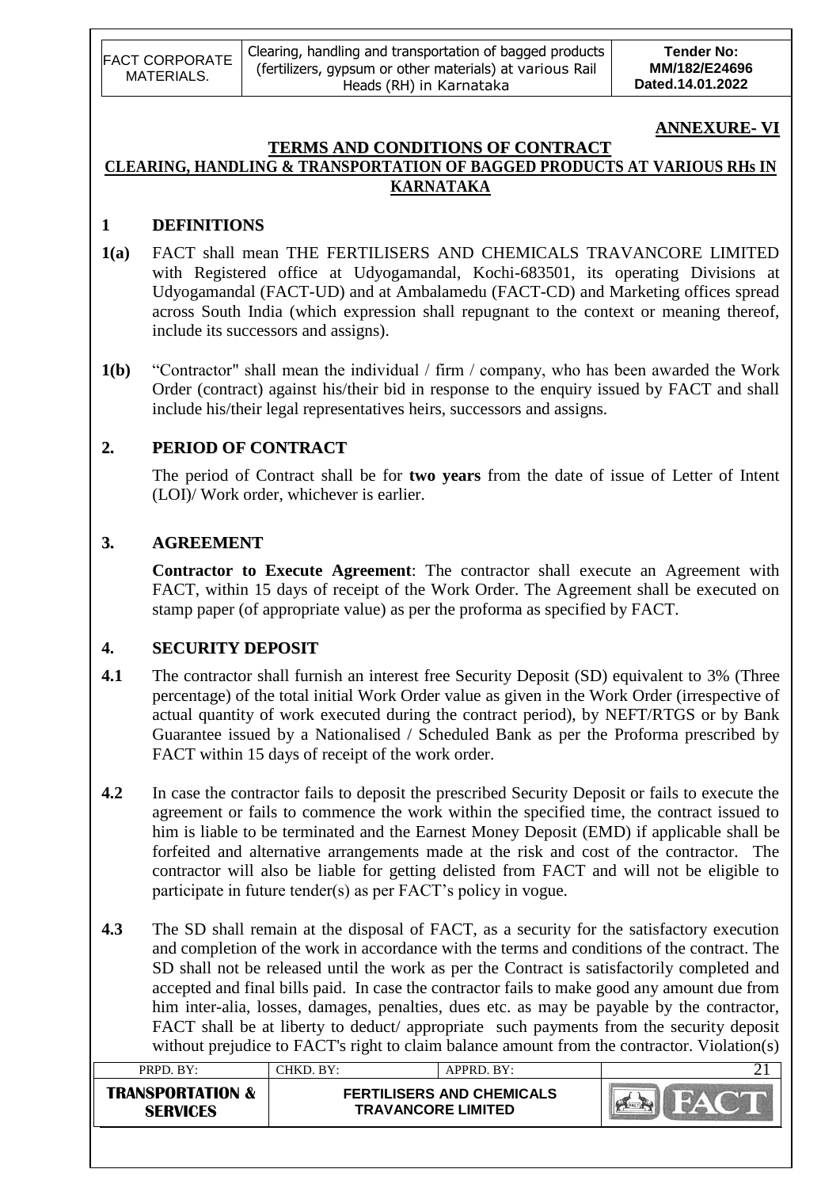## ANNEXURE- VI

## TERMS AND CONDITIONS OF CONTRACT

## CLEARING, HANDLING & TRANSPORTATION OF BAGGED PRODUCTS AT VARIOUS RHs IN KARNATAKA

### 1 DEFINITIONS

**1(a)** FACT shall mean THE FERTILISERS AND CHEMICALS TRAVANCORE LIMITED with Registered office at Udyogamandal, Kochi-683501, its operating Divisions at Udyogamandal (FACT-UD) and at Ambalamedu (FACT-CD) and Marketing offices spread across South India (which expression shall repugnant to the context or meaning thereof, include its successors and assigns).

**1(b)** "Contractor" shall mean the individual / firm / company, who has been awarded the Work Order (contract) against his/their bid in response to the enquiry issued by FACT and shall include his/their legal representatives heirs, successors and assigns.

### 2. PERIOD OF CONTRACT

The period of Contract shall be for **two years** from the date of issue of Letter of Intent (LOI)/ Work order, whichever is earlier.

### 3. AGREEMENT

**Contractor to Execute Agreement**: The contractor shall execute an Agreement with FACT, within 15 days of receipt of the Work Order. The Agreement shall be executed on stamp paper (of appropriate value) as per the proforma as specified by FACT.

### 4. SECURITY DEPOSIT

**4.1** The contractor shall furnish an interest free Security Deposit (SD) equivalent to 3% (Three percentage) of the total initial Work Order value as given in the Work Order (irrespective of actual quantity of work executed during the contract period), by NEFT/RTGS or by Bank Guarantee issued by a Nationalised / Scheduled Bank as per the Proforma prescribed by FACT within 15 days of receipt of the work order.

**4.2** In case the contractor fails to deposit the prescribed Security Deposit or fails to execute the agreement or fails to commence the work within the specified time, the contract issued to him is liable to be terminated and the Earnest Money Deposit (EMD) if applicable shall be forfeited and alternative arrangements made at the risk and cost of the contractor. The contractor will also be liable for getting delisted from FACT and will not be eligible to participate in future tender(s) as per FACT's policy in vogue.

**4.3** The SD shall remain at the disposal of FACT, as a security for the satisfactory execution and completion of the work in accordance with the terms and conditions of the contract. The SD shall not be released until the work as per the Contract is satisfactorily completed and accepted and final bills paid. In case the contractor fails to make good any amount due from him inter-alia, losses, damages, penalties, dues etc. as may be payable by the contractor, FACT shall be at liberty to deduct/ appropriate such payments from the security deposit without prejudice to FACT's right to claim balance amount from the contractor. Violation(s)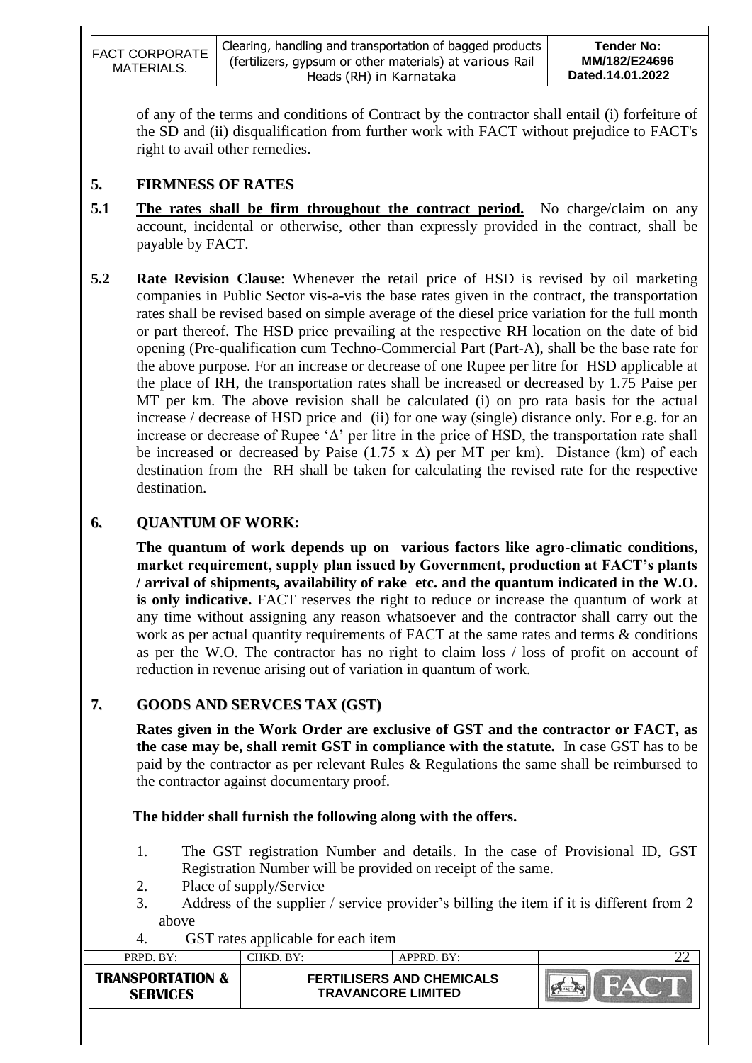of any of the terms and conditions of Contract by the contractor shall entail (i) forfeiture of the SD and (ii) disqualification from further work with FACT without prejudice to FACT's right to avail other remedies.

## 5. FIRMNESS OF RATES

**5.1** **<u>The rates shall be firm throughout the contract period.</u>** No charge/claim on any account, incidental or otherwise, other than expressly provided in the contract, shall be payable by FACT.

**5.2** **Rate Revision Clause**: Whenever the retail price of HSD is revised by oil marketing companies in Public Sector vis-a-vis the base rates given in the contract, the transportation rates shall be revised based on simple average of the diesel price variation for the full month or part thereof. The HSD price prevailing at the respective RH location on the date of bid opening (Pre-qualification cum Techno-Commercial Part (Part-A), shall be the base rate for the above purpose. For an increase or decrease of one Rupee per litre for HSD applicable at the place of RH, the transportation rates shall be increased or decreased by 1.75 Paise per MT per km. The above revision shall be calculated (i) on pro rata basis for the actual increase / decrease of HSD price and (ii) for one way (single) distance only. For e.g. for an increase or decrease of Rupee '$\Delta$' per litre in the price of HSD, the transportation rate shall be increased or decreased by Paise ($1.75 \times \Delta$) per MT per km). Distance (km) of each destination from the RH shall be taken for calculating the revised rate for the respective destination.

## 6. QUANTUM OF WORK:

**The quantum of work depends up on various factors like agro-climatic conditions, market requirement, supply plan issued by Government, production at FACT's plants / arrival of shipments, availability of rake etc. and the quantum indicated in the W.O. is only indicative.** FACT reserves the right to reduce or increase the quantum of work at any time without assigning any reason whatsoever and the contractor shall carry out the work as per actual quantity requirements of FACT at the same rates and terms & conditions as per the W.O. The contractor has no right to claim loss / loss of profit on account of reduction in revenue arising out of variation in quantum of work.

## 7. GOODS AND SERVCES TAX (GST)

**Rates given in the Work Order are exclusive of GST and the contractor or FACT, as the case may be, shall remit GST in compliance with the statute.** In case GST has to be paid by the contractor as per relevant Rules & Regulations the same shall be reimbursed to the contractor against documentary proof.

**The bidder shall furnish the following along with the offers.**

1. The GST registration Number and details. In the case of Provisional ID, GST Registration Number will be provided on receipt of the same.
2. Place of supply/Service
3. Address of the supplier / service provider's billing the item if it is different from 2 above
4. GST rates applicable for each item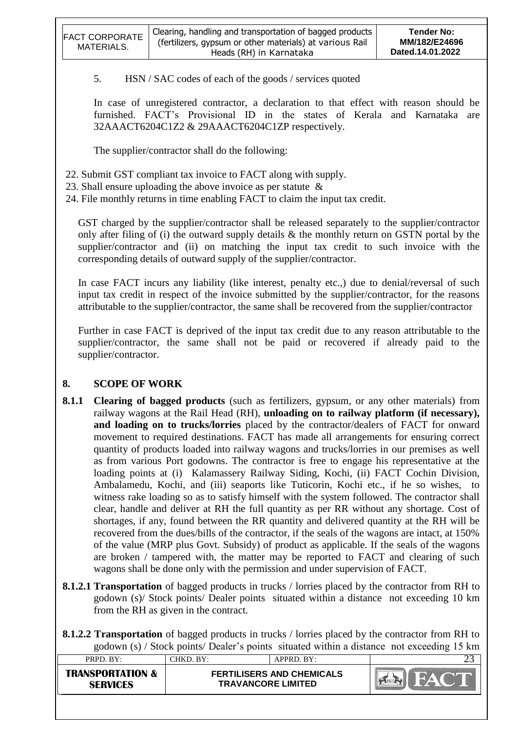5. HSN / SAC codes of each of the goods / services quoted

In case of unregistered contractor, a declaration to that effect with reason should be furnished. FACT's Provisional ID in the states of Kerala and Karnataka are 32AAACT6204C1Z2 & 29AAACT6204C1ZP respectively.

The supplier/contractor shall do the following:

22. Submit GST compliant tax invoice to FACT along with supply.
23. Shall ensure uploading the above invoice as per statute &
24. File monthly returns in time enabling FACT to claim the input tax credit.

GST charged by the supplier/contractor shall be released separately to the supplier/contractor only after filing of (i) the outward supply details & the monthly return on GSTN portal by the supplier/contractor and (ii) on matching the input tax credit to such invoice with the corresponding details of outward supply of the supplier/contractor.

In case FACT incurs any liability (like interest, penalty etc.,) due to denial/reversal of such input tax credit in respect of the invoice submitted by the supplier/contractor, for the reasons attributable to the supplier/contractor, the same shall be recovered from the supplier/contractor

Further in case FACT is deprived of the input tax credit due to any reason attributable to the supplier/contractor, the same shall not be paid or recovered if already paid to the supplier/contractor.

## 8. SCOPE OF WORK

**8.1.1 Clearing of bagged products** (such as fertilizers, gypsum, or any other materials) from railway wagons at the Rail Head (RH), **unloading on to railway platform (if necessary), and loading on to trucks/lorries** placed by the contractor/dealers of FACT for onward movement to required destinations. FACT has made all arrangements for ensuring correct quantity of products loaded into railway wagons and trucks/lorries in our premises as well as from various Port godowns. The contractor is free to engage his representative at the loading points at (i) Kalamassery Railway Siding, Kochi, (ii) FACT Cochin Division, Ambalamedu, Kochi, and (iii) seaports like Tuticorin, Kochi etc., if he so wishes, to witness rake loading so as to satisfy himself with the system followed. The contractor shall clear, handle and deliver at RH the full quantity as per RR without any shortage. Cost of shortages, if any, found between the RR quantity and delivered quantity at the RH will be recovered from the dues/bills of the contractor, if the seals of the wagons are intact, at 150% of the value (MRP plus Govt. Subsidy) of product as applicable. If the seals of the wagons are broken / tampered with, the matter may be reported to FACT and clearing of such wagons shall be done only with the permission and under supervision of FACT.

**8.1.2.1 Transportation** of bagged products in trucks / lorries placed by the contractor from RH to godown (s)/ Stock points/ Dealer points situated within a distance not exceeding 10 km from the RH as given in the contract.

**8.1.2.2 Transportation** of bagged products in trucks / lorries placed by the contractor from RH to godown (s) / Stock points/ Dealer's points situated within a distance not exceeding 15 km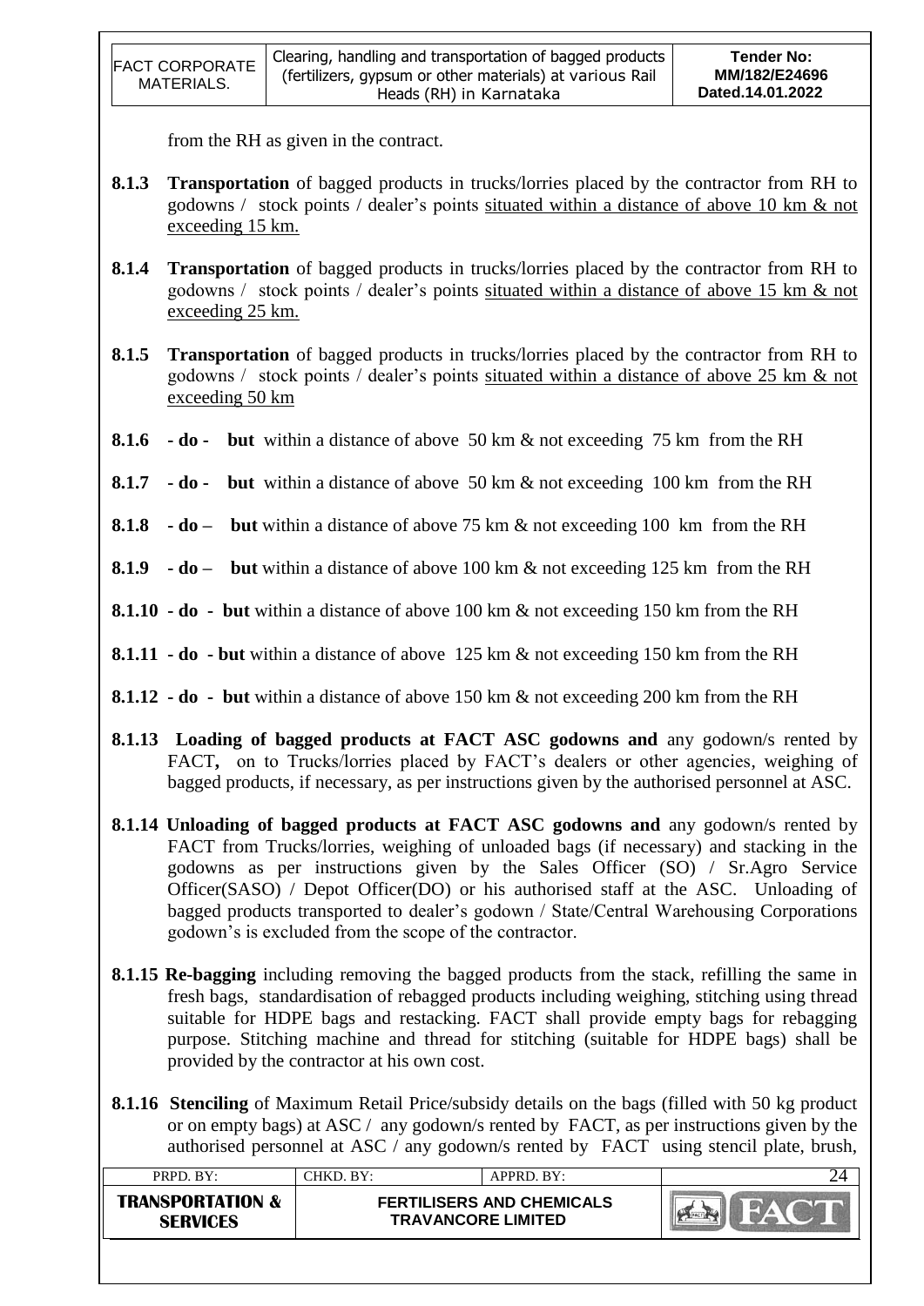from the RH as given in the contract.

**8.1.3** **Transportation** of bagged products in trucks/lorries placed by the contractor from RH to godowns / stock points / dealer's points <u>situated within a distance of above 10 km & not exceeding 15 km.</u>

**8.1.4** **Transportation** of bagged products in trucks/lorries placed by the contractor from RH to godowns / stock points / dealer's points <u>situated within a distance of above 15 km & not exceeding 25 km.</u>

**8.1.5** **Transportation** of bagged products in trucks/lorries placed by the contractor from RH to godowns / stock points / dealer's points <u>situated within a distance of above 25 km & not exceeding 50 km</u>

**8.1.6** **- do - but** within a distance of above 50 km & not exceeding 75 km from the RH

**8.1.7** **- do - but** within a distance of above 50 km & not exceeding 100 km from the RH

**8.1.8** **- do – but** within a distance of above 75 km & not exceeding 100 km from the RH

**8.1.9** **- do – but** within a distance of above 100 km & not exceeding 125 km from the RH

**8.1.10** **- do - but** within a distance of above 100 km & not exceeding 150 km from the RH

**8.1.11** **- do - but** within a distance of above 125 km & not exceeding 150 km from the RH

**8.1.12** **- do - but** within a distance of above 150 km & not exceeding 200 km from the RH

**8.1.13** **Loading of bagged products at FACT ASC godowns and** any godown/s rented by FACT**,** on to Trucks/lorries placed by FACT's dealers or other agencies, weighing of bagged products, if necessary, as per instructions given by the authorised personnel at ASC.

**8.1.14** **Unloading of bagged products at FACT ASC godowns and** any godown/s rented by FACT from Trucks/lorries, weighing of unloaded bags (if necessary) and stacking in the godowns as per instructions given by the Sales Officer (SO) / Sr.Agro Service Officer(SASO) / Depot Officer(DO) or his authorised staff at the ASC. Unloading of bagged products transported to dealer's godown / State/Central Warehousing Corporations godown's is excluded from the scope of the contractor.

**8.1.15** **Re-bagging** including removing the bagged products from the stack, refilling the same in fresh bags, standardisation of rebagged products including weighing, stitching using thread suitable for HDPE bags and restacking. FACT shall provide empty bags for rebagging purpose. Stitching machine and thread for stitching (suitable for HDPE bags) shall be provided by the contractor at his own cost.

**8.1.16** **Stenciling** of Maximum Retail Price/subsidy details on the bags (filled with 50 kg product or on empty bags) at ASC / any godown/s rented by FACT, as per instructions given by the authorised personnel at ASC / any godown/s rented by FACT using stencil plate, brush,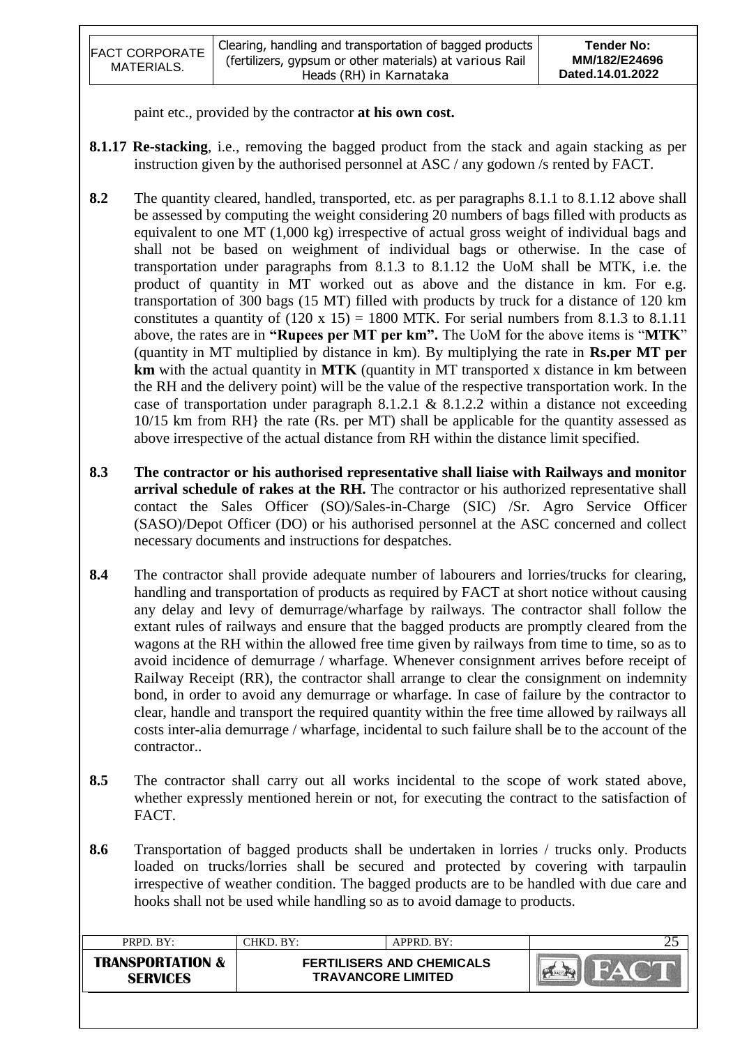paint etc., provided by the contractor **at his own cost.**

**8.1.17 Re-stacking**, i.e., removing the bagged product from the stack and again stacking as per instruction given by the authorised personnel at ASC / any godown /s rented by FACT.

**8.2** The quantity cleared, handled, transported, etc. as per paragraphs 8.1.1 to 8.1.12 above shall be assessed by computing the weight considering 20 numbers of bags filled with products as equivalent to one MT (1,000 kg) irrespective of actual gross weight of individual bags and shall not be based on weighment of individual bags or otherwise. In the case of transportation under paragraphs from 8.1.3 to 8.1.12 the UoM shall be MTK, i.e. the product of quantity in MT worked out as above and the distance in km. For e.g. transportation of 300 bags (15 MT) filled with products by truck for a distance of 120 km constitutes a quantity of (120 x 15) = 1800 MTK. For serial numbers from 8.1.3 to 8.1.11 above, the rates are in **"Rupees per MT per km".** The UoM for the above items is "**MTK**" (quantity in MT multiplied by distance in km). By multiplying the rate in **Rs.per MT per km** with the actual quantity in **MTK** (quantity in MT transported x distance in km between the RH and the delivery point) will be the value of the respective transportation work. In the case of transportation under paragraph 8.1.2.1 & 8.1.2.2 within a distance not exceeding 10/15 km from RH} the rate (Rs. per MT) shall be applicable for the quantity assessed as above irrespective of the actual distance from RH within the distance limit specified.

**8.3** **The contractor or his authorised representative shall liaise with Railways and monitor arrival schedule of rakes at the RH.** The contractor or his authorized representative shall contact the Sales Officer (SO)/Sales-in-Charge (SIC) /Sr. Agro Service Officer (SASO)/Depot Officer (DO) or his authorised personnel at the ASC concerned and collect necessary documents and instructions for despatches.

**8.4** The contractor shall provide adequate number of labourers and lorries/trucks for clearing, handling and transportation of products as required by FACT at short notice without causing any delay and levy of demurrage/wharfage by railways. The contractor shall follow the extant rules of railways and ensure that the bagged products are promptly cleared from the wagons at the RH within the allowed free time given by railways from time to time, so as to avoid incidence of demurrage / wharfage. Whenever consignment arrives before receipt of Railway Receipt (RR), the contractor shall arrange to clear the consignment on indemnity bond, in order to avoid any demurrage or wharfage. In case of failure by the contractor to clear, handle and transport the required quantity within the free time allowed by railways all costs inter-alia demurrage / wharfage, incidental to such failure shall be to the account of the contractor..

**8.5** The contractor shall carry out all works incidental to the scope of work stated above, whether expressly mentioned herein or not, for executing the contract to the satisfaction of FACT.

**8.6** Transportation of bagged products shall be undertaken in lorries / trucks only. Products loaded on trucks/lorries shall be secured and protected by covering with tarpaulin irrespective of weather condition. The bagged products are to be handled with due care and hooks shall not be used while handling so as to avoid damage to products.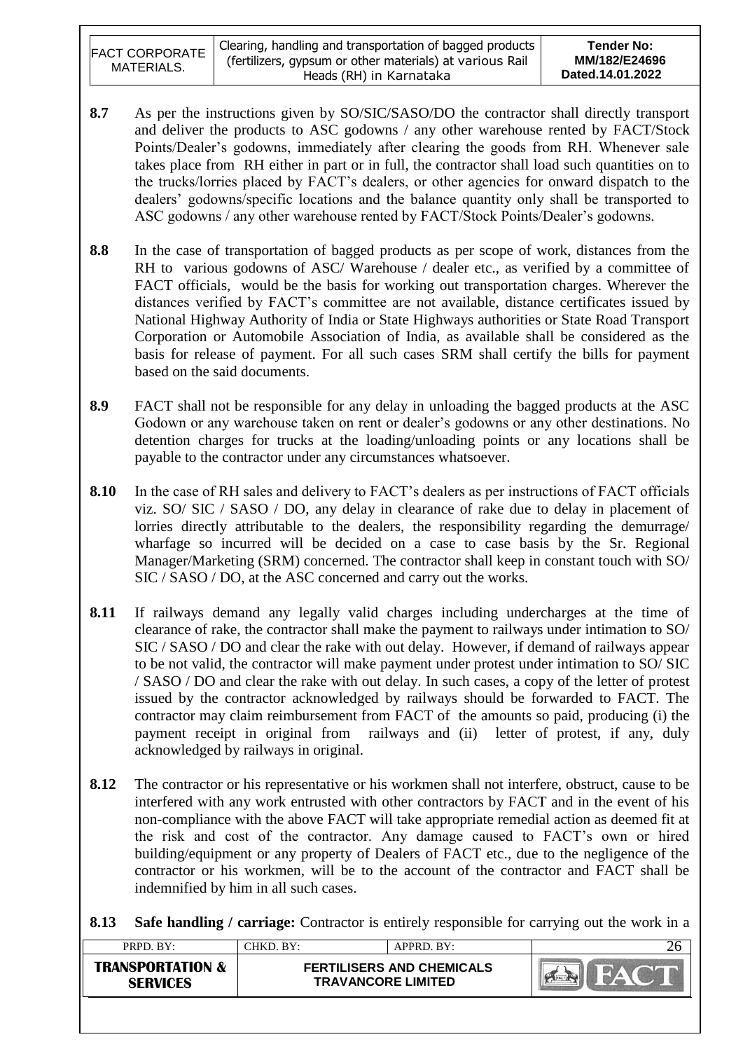**8.7** As per the instructions given by SO/SIC/SASO/DO the contractor shall directly transport and deliver the products to ASC godowns / any other warehouse rented by FACT/Stock Points/Dealer's godowns, immediately after clearing the goods from RH. Whenever sale takes place from RH either in part or in full, the contractor shall load such quantities on to the trucks/lorries placed by FACT's dealers, or other agencies for onward dispatch to the dealers' godowns/specific locations and the balance quantity only shall be transported to ASC godowns / any other warehouse rented by FACT/Stock Points/Dealer's godowns.

**8.8** In the case of transportation of bagged products as per scope of work, distances from the RH to various godowns of ASC/ Warehouse / dealer etc., as verified by a committee of FACT officials, would be the basis for working out transportation charges. Wherever the distances verified by FACT's committee are not available, distance certificates issued by National Highway Authority of India or State Highways authorities or State Road Transport Corporation or Automobile Association of India, as available shall be considered as the basis for release of payment. For all such cases SRM shall certify the bills for payment based on the said documents.

**8.9** FACT shall not be responsible for any delay in unloading the bagged products at the ASC Godown or any warehouse taken on rent or dealer's godowns or any other destinations. No detention charges for trucks at the loading/unloading points or any locations shall be payable to the contractor under any circumstances whatsoever.

**8.10** In the case of RH sales and delivery to FACT's dealers as per instructions of FACT officials viz. SO/ SIC / SASO / DO, any delay in clearance of rake due to delay in placement of lorries directly attributable to the dealers, the responsibility regarding the demurrage/ wharfage so incurred will be decided on a case to case basis by the Sr. Regional Manager/Marketing (SRM) concerned. The contractor shall keep in constant touch with SO/ SIC / SASO / DO, at the ASC concerned and carry out the works.

**8.11** If railways demand any legally valid charges including undercharges at the time of clearance of rake, the contractor shall make the payment to railways under intimation to SO/ SIC / SASO / DO and clear the rake with out delay. However, if demand of railways appear to be not valid, the contractor will make payment under protest under intimation to SO/ SIC / SASO / DO and clear the rake with out delay. In such cases, a copy of the letter of protest issued by the contractor acknowledged by railways should be forwarded to FACT. The contractor may claim reimbursement from FACT of the amounts so paid, producing (i) the payment receipt in original from railways and (ii) letter of protest, if any, duly acknowledged by railways in original.

**8.12** The contractor or his representative or his workmen shall not interfere, obstruct, cause to be interfered with any work entrusted with other contractors by FACT and in the event of his non-compliance with the above FACT will take appropriate remedial action as deemed fit at the risk and cost of the contractor. Any damage caused to FACT's own or hired building/equipment or any property of Dealers of FACT etc., due to the negligence of the contractor or his workmen, will be to the account of the contractor and FACT shall be indemnified by him in all such cases.

**8.13** **Safe handling / carriage:** Contractor is entirely responsible for carrying out the work in a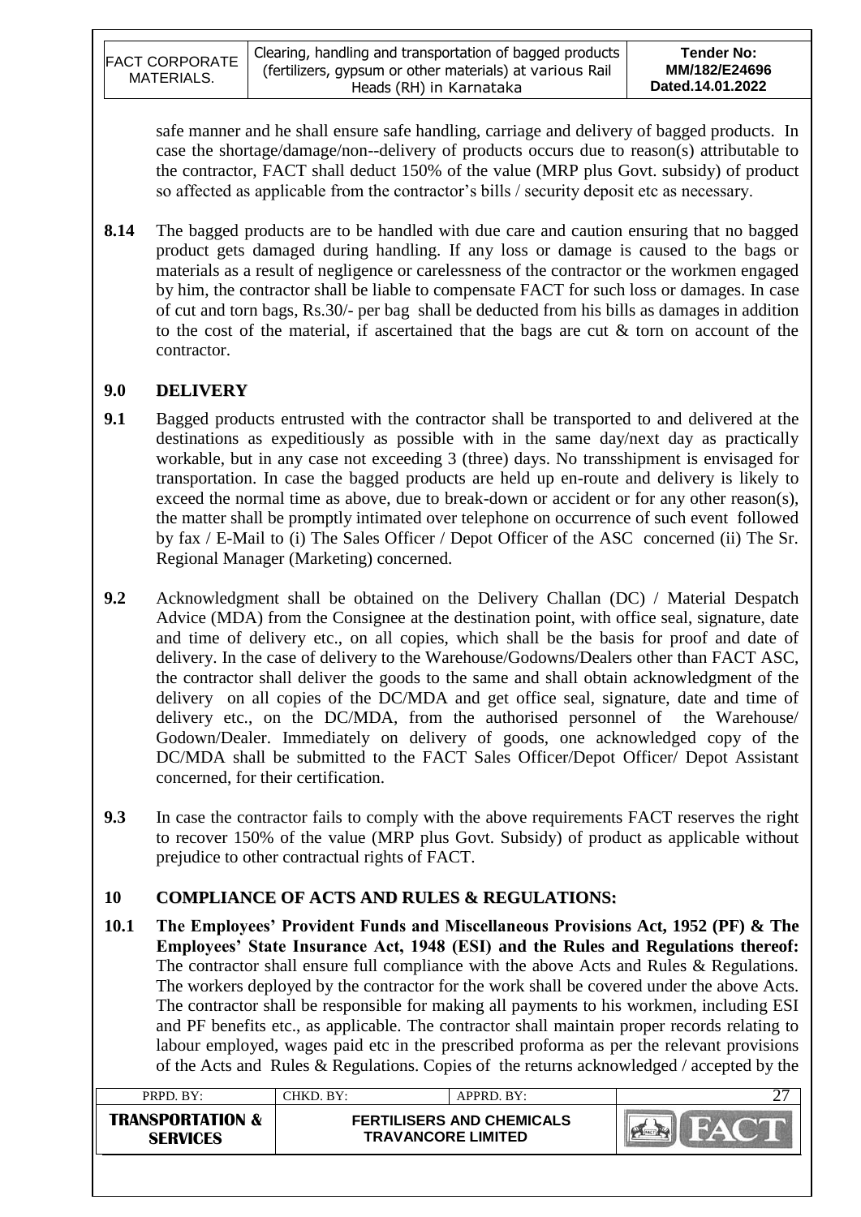safe manner and he shall ensure safe handling, carriage and delivery of bagged products. In case the shortage/damage/non--delivery of products occurs due to reason(s) attributable to the contractor, FACT shall deduct 150% of the value (MRP plus Govt. subsidy) of product so affected as applicable from the contractor's bills / security deposit etc as necessary.

**8.14** The bagged products are to be handled with due care and caution ensuring that no bagged product gets damaged during handling. If any loss or damage is caused to the bags or materials as a result of negligence or carelessness of the contractor or the workmen engaged by him, the contractor shall be liable to compensate FACT for such loss or damages. In case of cut and torn bags, Rs.30/- per bag shall be deducted from his bills as damages in addition to the cost of the material, if ascertained that the bags are cut & torn on account of the contractor.

## 9.0 DELIVERY

**9.1** Bagged products entrusted with the contractor shall be transported to and delivered at the destinations as expeditiously as possible with in the same day/next day as practically workable, but in any case not exceeding 3 (three) days. No transshipment is envisaged for transportation. In case the bagged products are held up en-route and delivery is likely to exceed the normal time as above, due to break-down or accident or for any other reason(s), the matter shall be promptly intimated over telephone on occurrence of such event followed by fax / E-Mail to (i) The Sales Officer / Depot Officer of the ASC concerned (ii) The Sr. Regional Manager (Marketing) concerned.

**9.2** Acknowledgment shall be obtained on the Delivery Challan (DC) / Material Despatch Advice (MDA) from the Consignee at the destination point, with office seal, signature, date and time of delivery etc., on all copies, which shall be the basis for proof and date of delivery. In the case of delivery to the Warehouse/Godowns/Dealers other than FACT ASC, the contractor shall deliver the goods to the same and shall obtain acknowledgment of the delivery on all copies of the DC/MDA and get office seal, signature, date and time of delivery etc., on the DC/MDA, from the authorised personnel of the Warehouse/ Godown/Dealer. Immediately on delivery of goods, one acknowledged copy of the DC/MDA shall be submitted to the FACT Sales Officer/Depot Officer/ Depot Assistant concerned, for their certification.

**9.3** In case the contractor fails to comply with the above requirements FACT reserves the right to recover 150% of the value (MRP plus Govt. Subsidy) of product as applicable without prejudice to other contractual rights of FACT.

## 10 COMPLIANCE OF ACTS AND RULES & REGULATIONS:

**10.1** **The Employees' Provident Funds and Miscellaneous Provisions Act, 1952 (PF) & The Employees' State Insurance Act, 1948 (ESI) and the Rules and Regulations thereof:** The contractor shall ensure full compliance with the above Acts and Rules & Regulations. The workers deployed by the contractor for the work shall be covered under the above Acts. The contractor shall be responsible for making all payments to his workmen, including ESI and PF benefits etc., as applicable. The contractor shall maintain proper records relating to labour employed, wages paid etc in the prescribed proforma as per the relevant provisions of the Acts and Rules & Regulations. Copies of the returns acknowledged / accepted by the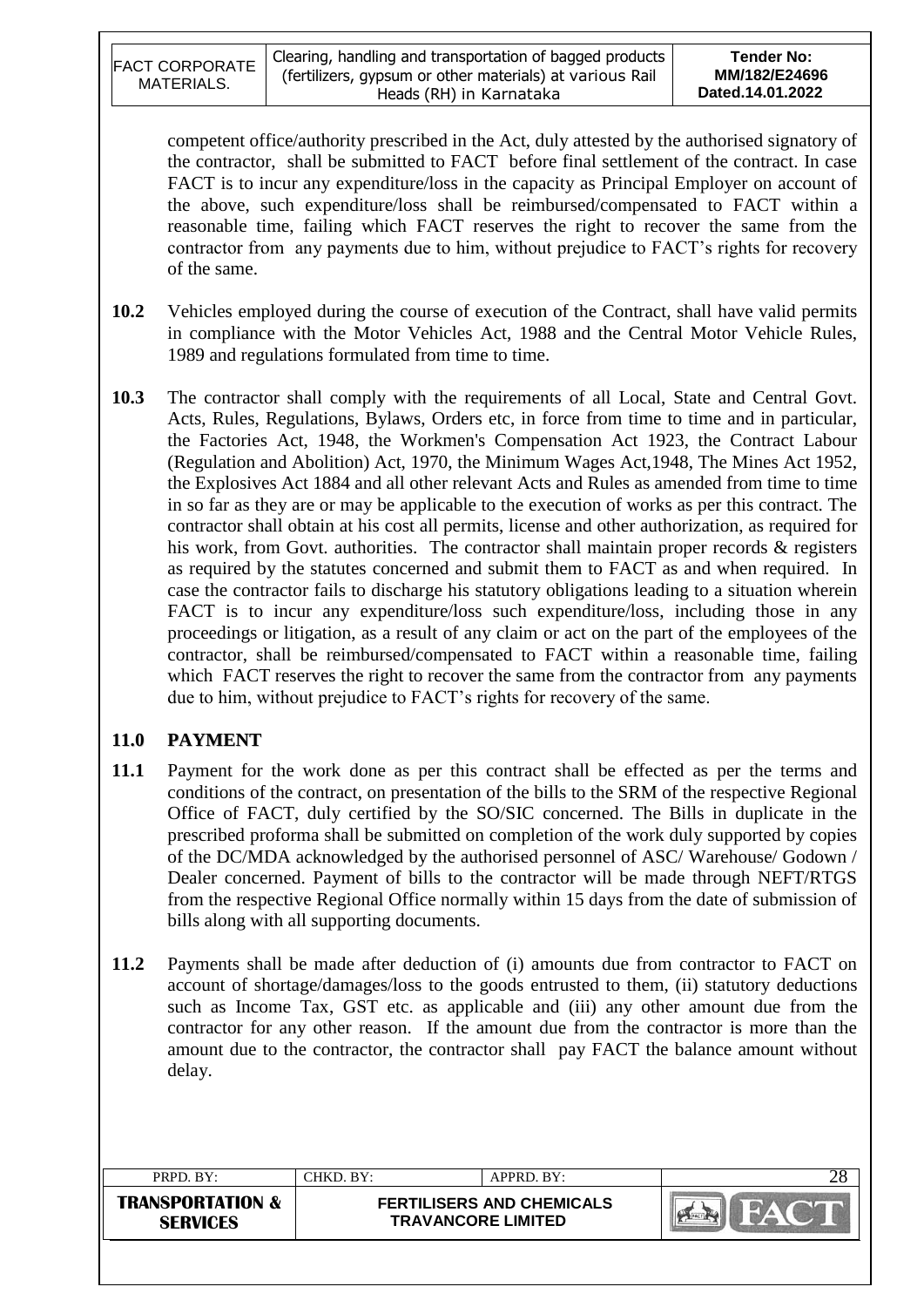competent office/authority prescribed in the Act, duly attested by the authorised signatory of the contractor, shall be submitted to FACT before final settlement of the contract. In case FACT is to incur any expenditure/loss in the capacity as Principal Employer on account of the above, such expenditure/loss shall be reimbursed/compensated to FACT within a reasonable time, failing which FACT reserves the right to recover the same from the contractor from any payments due to him, without prejudice to FACT's rights for recovery of the same.

**10.2** Vehicles employed during the course of execution of the Contract, shall have valid permits in compliance with the Motor Vehicles Act, 1988 and the Central Motor Vehicle Rules, 1989 and regulations formulated from time to time.

**10.3** The contractor shall comply with the requirements of all Local, State and Central Govt. Acts, Rules, Regulations, Bylaws, Orders etc, in force from time to time and in particular, the Factories Act, 1948, the Workmen's Compensation Act 1923, the Contract Labour (Regulation and Abolition) Act, 1970, the Minimum Wages Act,1948, The Mines Act 1952, the Explosives Act 1884 and all other relevant Acts and Rules as amended from time to time in so far as they are or may be applicable to the execution of works as per this contract. The contractor shall obtain at his cost all permits, license and other authorization, as required for his work, from Govt. authorities. The contractor shall maintain proper records & registers as required by the statutes concerned and submit them to FACT as and when required. In case the contractor fails to discharge his statutory obligations leading to a situation wherein FACT is to incur any expenditure/loss such expenditure/loss, including those in any proceedings or litigation, as a result of any claim or act on the part of the employees of the contractor, shall be reimbursed/compensated to FACT within a reasonable time, failing which FACT reserves the right to recover the same from the contractor from any payments due to him, without prejudice to FACT's rights for recovery of the same.

## 11.0 PAYMENT

**11.1** Payment for the work done as per this contract shall be effected as per the terms and conditions of the contract, on presentation of the bills to the SRM of the respective Regional Office of FACT, duly certified by the SO/SIC concerned. The Bills in duplicate in the prescribed proforma shall be submitted on completion of the work duly supported by copies of the DC/MDA acknowledged by the authorised personnel of ASC/ Warehouse/ Godown / Dealer concerned. Payment of bills to the contractor will be made through NEFT/RTGS from the respective Regional Office normally within 15 days from the date of submission of bills along with all supporting documents.

**11.2** Payments shall be made after deduction of (i) amounts due from contractor to FACT on account of shortage/damages/loss to the goods entrusted to them, (ii) statutory deductions such as Income Tax, GST etc. as applicable and (iii) any other amount due from the contractor for any other reason. If the amount due from the contractor is more than the amount due to the contractor, the contractor shall pay FACT the balance amount without delay.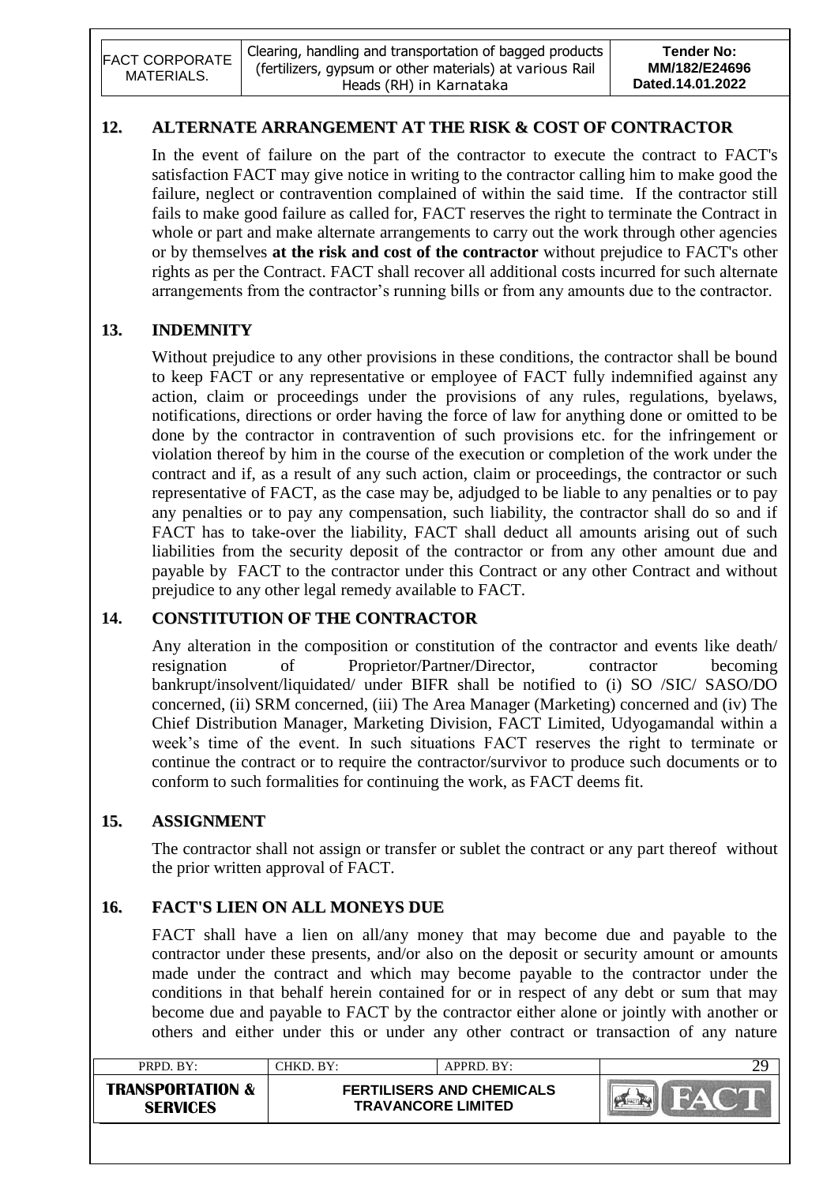## 12. ALTERNATE ARRANGEMENT AT THE RISK & COST OF CONTRACTOR

In the event of failure on the part of the contractor to execute the contract to FACT's satisfaction FACT may give notice in writing to the contractor calling him to make good the failure, neglect or contravention complained of within the said time. If the contractor still fails to make good failure as called for, FACT reserves the right to terminate the Contract in whole or part and make alternate arrangements to carry out the work through other agencies or by themselves **at the risk and cost of the contractor** without prejudice to FACT's other rights as per the Contract. FACT shall recover all additional costs incurred for such alternate arrangements from the contractor's running bills or from any amounts due to the contractor.

## 13. INDEMNITY

Without prejudice to any other provisions in these conditions, the contractor shall be bound to keep FACT or any representative or employee of FACT fully indemnified against any action, claim or proceedings under the provisions of any rules, regulations, byelaws, notifications, directions or order having the force of law for anything done or omitted to be done by the contractor in contravention of such provisions etc. for the infringement or violation thereof by him in the course of the execution or completion of the work under the contract and if, as a result of any such action, claim or proceedings, the contractor or such representative of FACT, as the case may be, adjudged to be liable to any penalties or to pay any penalties or to pay any compensation, such liability, the contractor shall do so and if FACT has to take-over the liability, FACT shall deduct all amounts arising out of such liabilities from the security deposit of the contractor or from any other amount due and payable by FACT to the contractor under this Contract or any other Contract and without prejudice to any other legal remedy available to FACT.

## 14. CONSTITUTION OF THE CONTRACTOR

Any alteration in the composition or constitution of the contractor and events like death/ resignation of Proprietor/Partner/Director, contractor becoming bankrupt/insolvent/liquidated/ under BIFR shall be notified to (i) SO /SIC/ SASO/DO concerned, (ii) SRM concerned, (iii) The Area Manager (Marketing) concerned and (iv) The Chief Distribution Manager, Marketing Division, FACT Limited, Udyogamandal within a week's time of the event. In such situations FACT reserves the right to terminate or continue the contract or to require the contractor/survivor to produce such documents or to conform to such formalities for continuing the work, as FACT deems fit.

## 15. ASSIGNMENT

The contractor shall not assign or transfer or sublet the contract or any part thereof without the prior written approval of FACT.

## 16. FACT'S LIEN ON ALL MONEYS DUE

FACT shall have a lien on all/any money that may become due and payable to the contractor under these presents, and/or also on the deposit or security amount or amounts made under the contract and which may become payable to the contractor under the conditions in that behalf herein contained for or in respect of any debt or sum that may become due and payable to FACT by the contractor either alone or jointly with another or others and either under this or under any other contract or transaction of any nature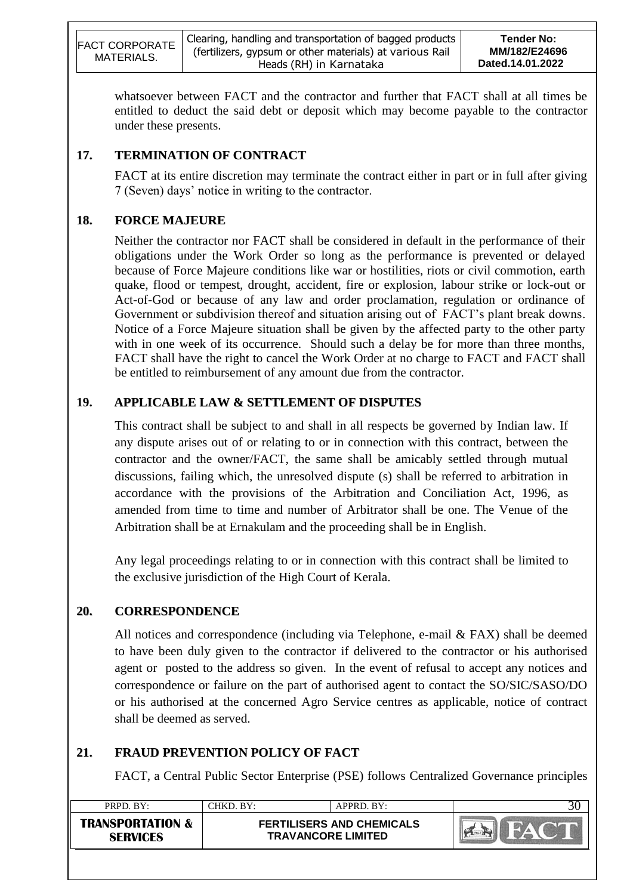whatsoever between FACT and the contractor and further that FACT shall at all times be entitled to deduct the said debt or deposit which may become payable to the contractor under these presents.

## 17. TERMINATION OF CONTRACT

FACT at its entire discretion may terminate the contract either in part or in full after giving 7 (Seven) days' notice in writing to the contractor.

## 18. FORCE MAJEURE

Neither the contractor nor FACT shall be considered in default in the performance of their obligations under the Work Order so long as the performance is prevented or delayed because of Force Majeure conditions like war or hostilities, riots or civil commotion, earth quake, flood or tempest, drought, accident, fire or explosion, labour strike or lock-out or Act-of-God or because of any law and order proclamation, regulation or ordinance of Government or subdivision thereof and situation arising out of FACT's plant break downs. Notice of a Force Majeure situation shall be given by the affected party to the other party with in one week of its occurrence. Should such a delay be for more than three months, FACT shall have the right to cancel the Work Order at no charge to FACT and FACT shall be entitled to reimbursement of any amount due from the contractor.

## 19. APPLICABLE LAW & SETTLEMENT OF DISPUTES

This contract shall be subject to and shall in all respects be governed by Indian law. If any dispute arises out of or relating to or in connection with this contract, between the contractor and the owner/FACT, the same shall be amicably settled through mutual discussions, failing which, the unresolved dispute (s) shall be referred to arbitration in accordance with the provisions of the Arbitration and Conciliation Act, 1996, as amended from time to time and number of Arbitrator shall be one. The Venue of the Arbitration shall be at Ernakulam and the proceeding shall be in English.

Any legal proceedings relating to or in connection with this contract shall be limited to the exclusive jurisdiction of the High Court of Kerala.

## 20. CORRESPONDENCE

All notices and correspondence (including via Telephone, e-mail & FAX) shall be deemed to have been duly given to the contractor if delivered to the contractor or his authorised agent or posted to the address so given. In the event of refusal to accept any notices and correspondence or failure on the part of authorised agent to contact the SO/SIC/SASO/DO or his authorised at the concerned Agro Service centres as applicable, notice of contract shall be deemed as served.

## 21. FRAUD PREVENTION POLICY OF FACT

FACT, a Central Public Sector Enterprise (PSE) follows Centralized Governance principles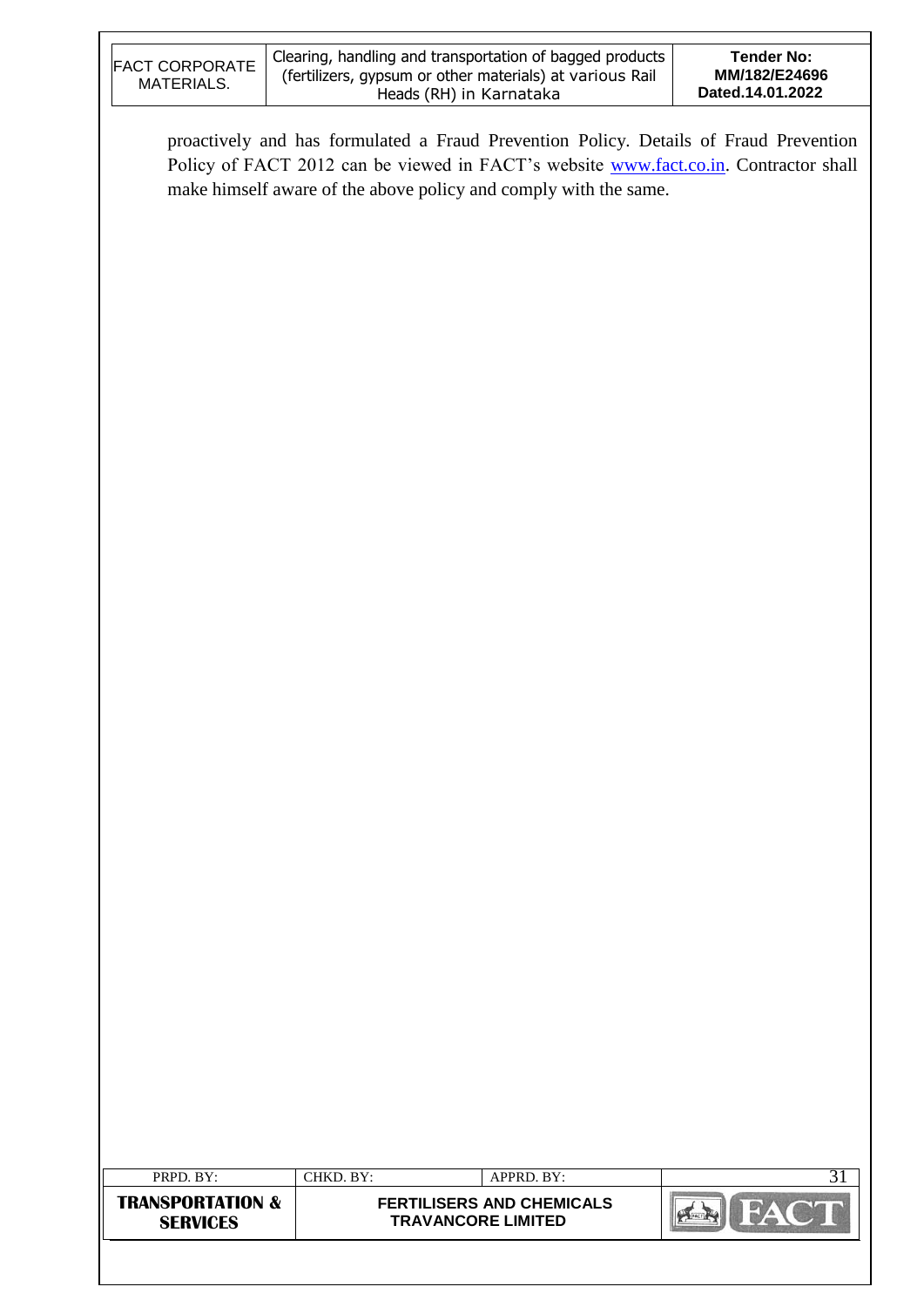proactively and has formulated a Fraud Prevention Policy. Details of Fraud Prevention Policy of FACT 2012 can be viewed in FACT's website www.fact.co.in. Contractor shall make himself aware of the above policy and comply with the same.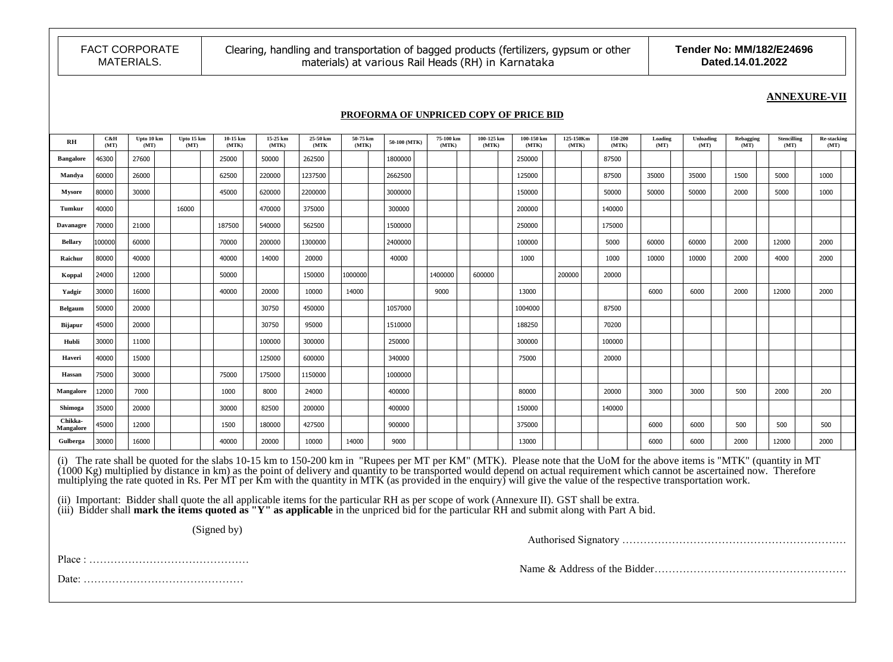| FACT CORPORATE MATERIALS. | Clearing, handling and transportation of bagged products (fertilizers, gypsum or other materials) at various Rail Heads (RH) in Karnataka | **Tender No: MM/182/E24696 Dated.14.01.2022** |
|---|---|---|

**ANNEXURE-VII**

## PROFORMA OF UNPRICED COPY OF PRICE BID

| RH | C&H (MT) | Upto 10 km (MT) | Upto 15 km (MT) | 10-15 km (MTK) | 15-25 km (MTK) | 25-50 km (MTK | 50-75 km (MTK) | 50-100 (MTK) | 75-100 km (MTK) | 100-125 km (MTK) | 100-150 km (MTK) | 125-150Km (MTK) | 150-200 (MTK) | Loading (MT) | Unloading (MT) | Rebagging (MT) | Stencilling (MT) | Re-stacking (MT) |
|---|---|---|---|---|---|---|---|---|---|---|---|---|---|---|---|---|---|---|
| Bangalore | 46300 | 27600 | | 25000 | 50000 | 262500 | | 1800000 | | | 250000 | | 87500 | | | | | |
| Mandya | 60000 | 26000 | | 62500 | 220000 | 1237500 | | 2662500 | | | 125000 | | 87500 | 35000 | 35000 | 1500 | 5000 | 1000 |
| Mysore | 80000 | 30000 | | 45000 | 620000 | 2200000 | | 3000000 | | | 150000 | | 50000 | 50000 | 50000 | 2000 | 5000 | 1000 |
| Tumkur | 40000 | | 16000 | | 470000 | 375000 | | 300000 | | | 200000 | | 140000 | | | | | |
| Davanagre | 70000 | 21000 | | 187500 | 540000 | 562500 | | 1500000 | | | 250000 | | 175000 | | | | | |
| Bellary | 100000 | 60000 | | 70000 | 200000 | 1300000 | | 2400000 | | | 100000 | | 5000 | 60000 | 60000 | 2000 | 12000 | 2000 |
| Raichur | 80000 | 40000 | | 40000 | 14000 | 20000 | | 40000 | | | 1000 | | 1000 | 10000 | 10000 | 2000 | 4000 | 2000 |
| Koppal | 24000 | 12000 | | 50000 | | 150000 | 1000000 | | 1400000 | 600000 | | 200000 | 20000 | | | | | |
| Yadgir | 30000 | 16000 | | 40000 | 20000 | 10000 | 14000 | | 9000 | | 13000 | | | 6000 | 6000 | 2000 | 12000 | 2000 |
| Belgaum | 50000 | 20000 | | | 30750 | 450000 | | 1057000 | | | 1004000 | | 87500 | | | | | |
| Bijapur | 45000 | 20000 | | | 30750 | 95000 | | 1510000 | | | 188250 | | 70200 | | | | | |
| Hubli | 30000 | 11000 | | | 100000 | 300000 | | 250000 | | | 300000 | | 100000 | | | | | |
| Haveri | 40000 | 15000 | | | 125000 | 600000 | | 340000 | | | 75000 | | 20000 | | | | | |
| Hassan | 75000 | 30000 | | 75000 | 175000 | 1150000 | | 1000000 | | | | | | | | | | |
| Mangalore | 12000 | 7000 | | 1000 | 8000 | 24000 | | 400000 | | | 80000 | | 20000 | 3000 | 3000 | 500 | 2000 | 200 |
| Shimoga | 35000 | 20000 | | 30000 | 82500 | 200000 | | 400000 | | | 150000 | | 140000 | | | | | |
| Chikka-Mangalore | 45000 | 12000 | | 1500 | 180000 | 427500 | | 900000 | | | 375000 | | | 6000 | 6000 | 500 | 500 | 500 |
| Gulberga | 30000 | 16000 | | 40000 | 20000 | 10000 | 14000 | 9000 | | | 13000 | | | 6000 | 6000 | 2000 | 12000 | 2000 |

(i) The rate shall be quoted for the slabs 10-15 km to 150-200 km in "Rupees per MT per KM" (MTK). Please note that the UoM for the above items is "MTK" (quantity in MT (1000 Kg) multiplied by distance in km) as the point of delivery and quantity to be transported would depend on actual requirement which cannot be ascertained now. Therefore multiplying the rate quoted in Rs. Per MT per Km with the quantity in MTK (as provided in the enquiry) will give the value of the respective transportation work.

(ii) Important: Bidder shall quote the all applicable items for the particular RH as per scope of work (Annexure II). GST shall be extra.
(iii) Bidder shall **mark the items quoted as "Y" as applicable** in the unpriced bid for the particular RH and submit along with Part A bid.

(Signed by)

Authorised Signatory ……………………………………………………

Place : ………………………………………

Name & Address of the Bidder……………………………………………

Date: ………………………………………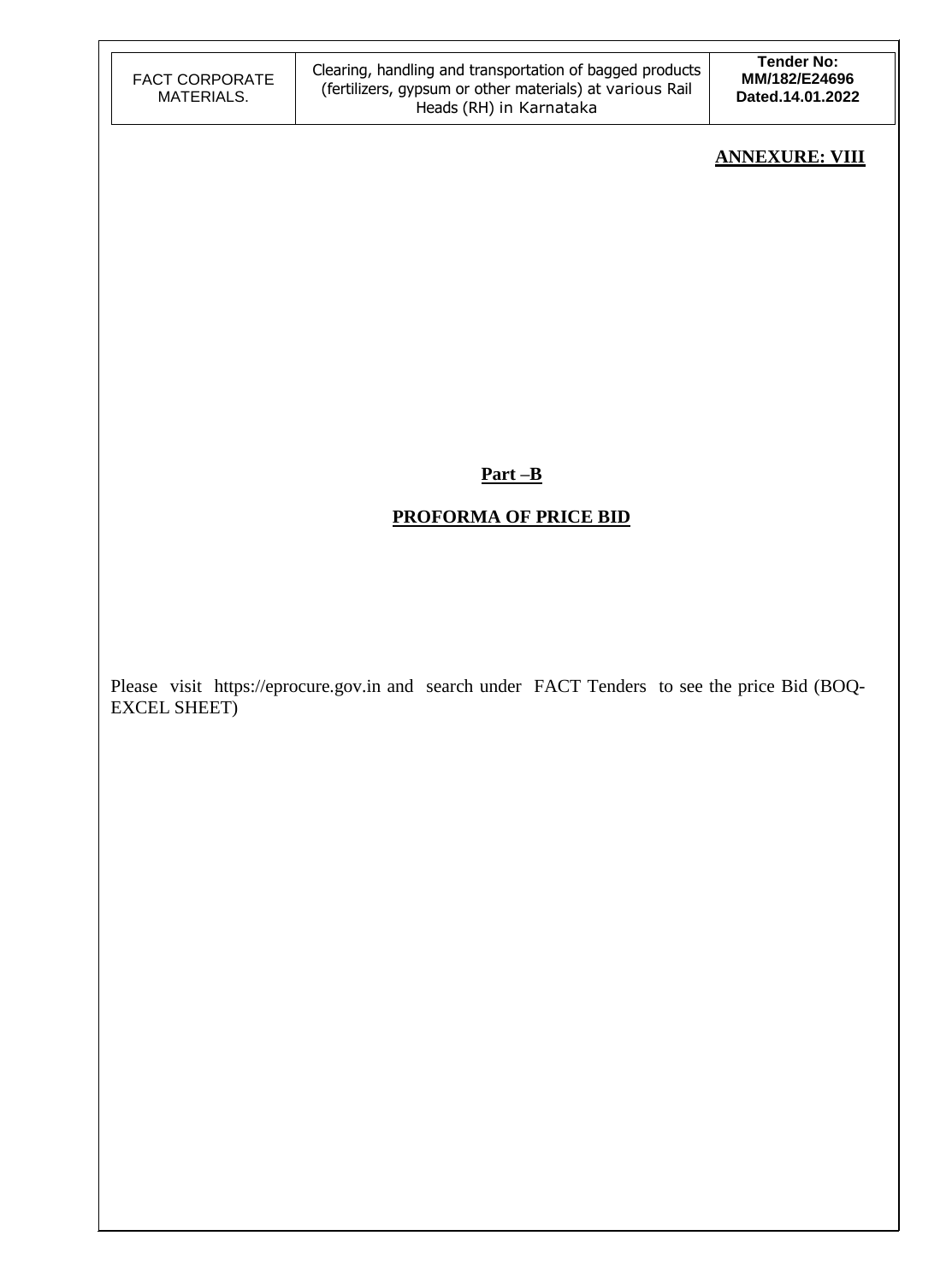**ANNEXURE: VIII**

## Part –B

## PROFORMA OF PRICE BID

Please visit https://eprocure.gov.in and search under FACT Tenders to see the price Bid (BOQ-EXCEL SHEET)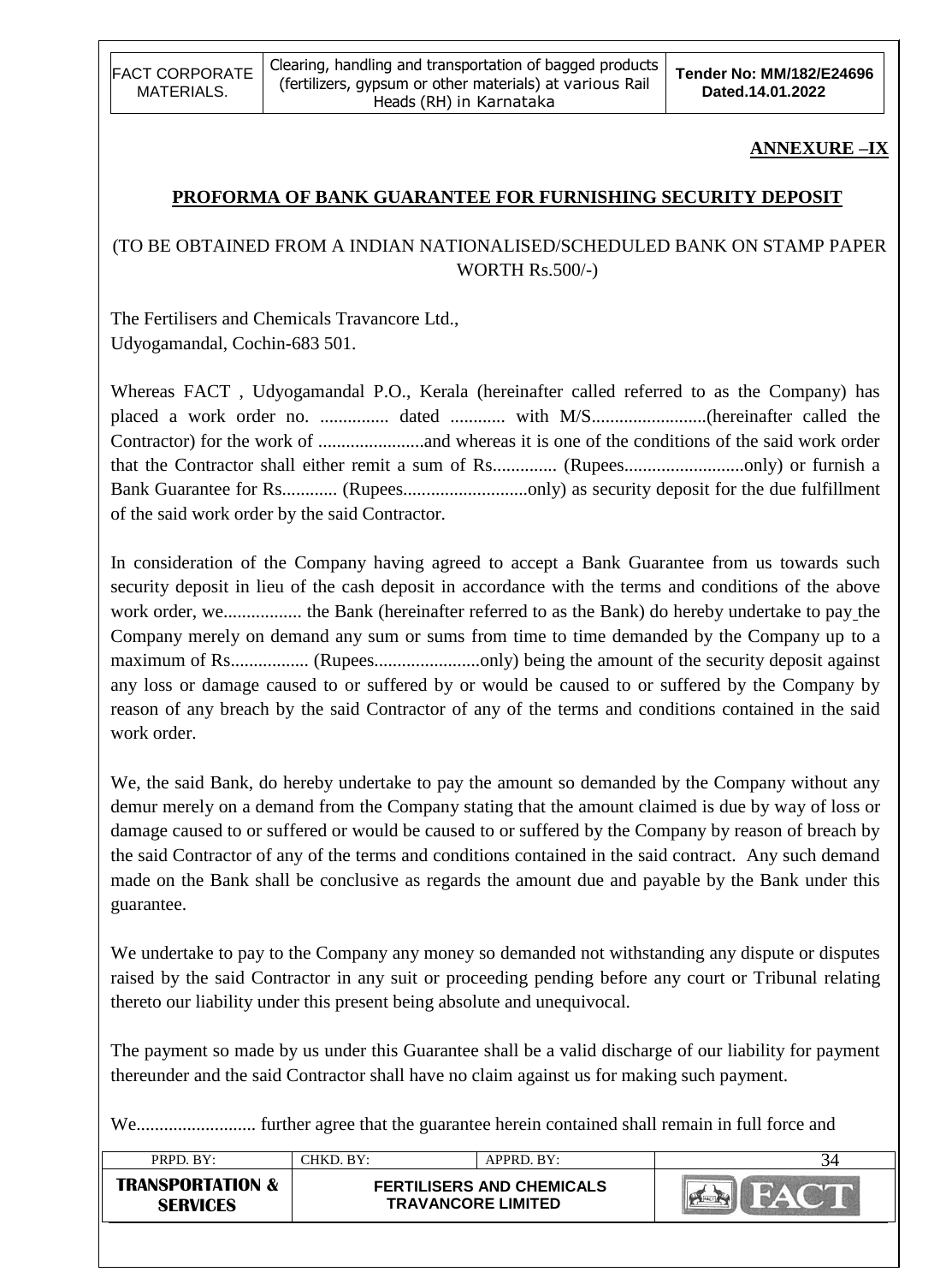**ANNEXURE –IX**

**PROFORMA OF BANK GUARANTEE FOR FURNISHING SECURITY DEPOSIT**

(TO BE OBTAINED FROM A INDIAN NATIONALISED/SCHEDULED BANK ON STAMP PAPER WORTH Rs.500/-)

The Fertilisers and Chemicals Travancore Ltd.,
Udyogamandal, Cochin-683 501.

Whereas FACT , Udyogamandal P.O., Kerala (hereinafter called referred to as the Company) has placed a work order no. ............... dated ............ with M/S.........................(hereinafter called the Contractor) for the work of .......................and whereas it is one of the conditions of the said work order that the Contractor shall either remit a sum of Rs.............. (Rupees..........................only) or furnish a Bank Guarantee for Rs............ (Rupees...........................only) as security deposit for the due fulfillment of the said work order by the said Contractor.

In consideration of the Company having agreed to accept a Bank Guarantee from us towards such security deposit in lieu of the cash deposit in accordance with the terms and conditions of the above work order, we................. the Bank (hereinafter referred to as the Bank) do hereby undertake to pay the Company merely on demand any sum or sums from time to time demanded by the Company up to a maximum of Rs................. (Rupees.......................only) being the amount of the security deposit against any loss or damage caused to or suffered by or would be caused to or suffered by the Company by reason of any breach by the said Contractor of any of the terms and conditions contained in the said work order.

We, the said Bank, do hereby undertake to pay the amount so demanded by the Company without any demur merely on a demand from the Company stating that the amount claimed is due by way of loss or damage caused to or suffered or would be caused to or suffered by the Company by reason of breach by the said Contractor of any of the terms and conditions contained in the said contract. Any such demand made on the Bank shall be conclusive as regards the amount due and payable by the Bank under this guarantee.

We undertake to pay to the Company any money so demanded not withstanding any dispute or disputes raised by the said Contractor in any suit or proceeding pending before any court or Tribunal relating thereto our liability under this present being absolute and unequivocal.

The payment so made by us under this Guarantee shall be a valid discharge of our liability for payment thereunder and the said Contractor shall have no claim against us for making such payment.

We.......................... further agree that the guarantee herein contained shall remain in full force and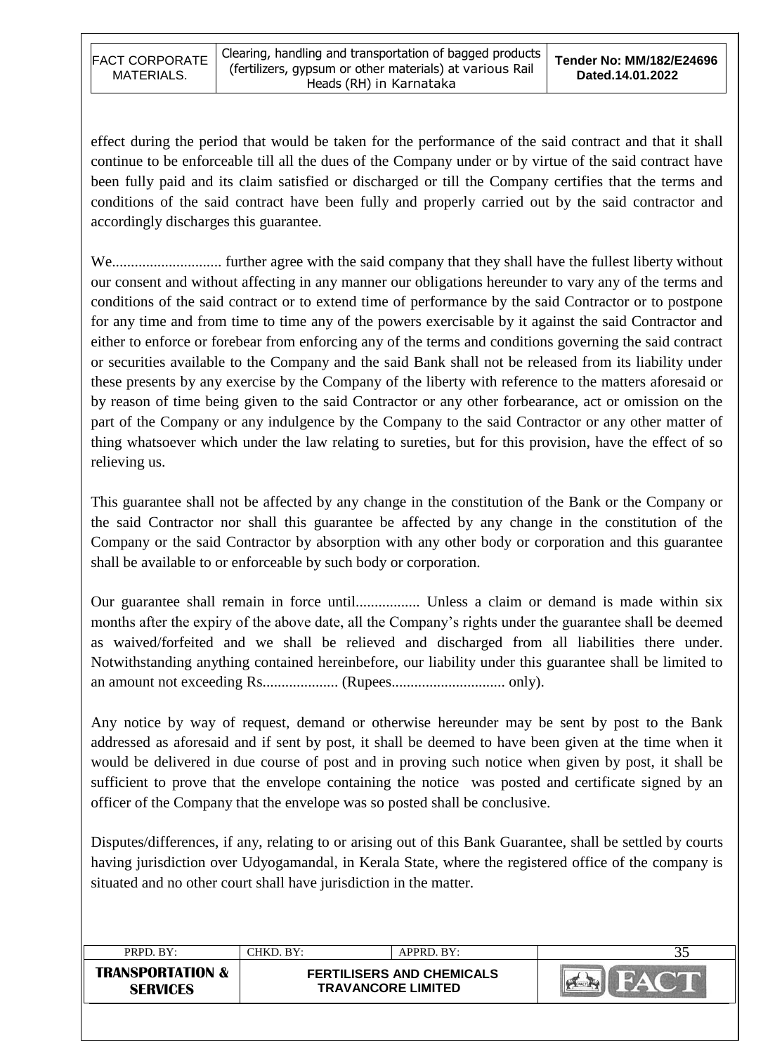effect during the period that would be taken for the performance of the said contract and that it shall continue to be enforceable till all the dues of the Company under or by virtue of the said contract have been fully paid and its claim satisfied or discharged or till the Company certifies that the terms and conditions of the said contract have been fully and properly carried out by the said contractor and accordingly discharges this guarantee.

We............................ further agree with the said company that they shall have the fullest liberty without our consent and without affecting in any manner our obligations hereunder to vary any of the terms and conditions of the said contract or to extend time of performance by the said Contractor or to postpone for any time and from time to time any of the powers exercisable by it against the said Contractor and either to enforce or forebear from enforcing any of the terms and conditions governing the said contract or securities available to the Company and the said Bank shall not be released from its liability under these presents by any exercise by the Company of the liberty with reference to the matters aforesaid or by reason of time being given to the said Contractor or any other forbearance, act or omission on the part of the Company or any indulgence by the Company to the said Contractor or any other matter of thing whatsoever which under the law relating to sureties, but for this provision, have the effect of so relieving us.

This guarantee shall not be affected by any change in the constitution of the Bank or the Company or the said Contractor nor shall this guarantee be affected by any change in the constitution of the Company or the said Contractor by absorption with any other body or corporation and this guarantee shall be available to or enforceable by such body or corporation.

Our guarantee shall remain in force until................. Unless a claim or demand is made within six months after the expiry of the above date, all the Company's rights under the guarantee shall be deemed as waived/forfeited and we shall be relieved and discharged from all liabilities there under. Notwithstanding anything contained hereinbefore, our liability under this guarantee shall be limited to an amount not exceeding Rs.................... (Rupees.............................. only).

Any notice by way of request, demand or otherwise hereunder may be sent by post to the Bank addressed as aforesaid and if sent by post, it shall be deemed to have been given at the time when it would be delivered in due course of post and in proving such notice when given by post, it shall be sufficient to prove that the envelope containing the notice was posted and certificate signed by an officer of the Company that the envelope was so posted shall be conclusive.

Disputes/differences, if any, relating to or arising out of this Bank Guarantee, shall be settled by courts having jurisdiction over Udyogamandal, in Kerala State, where the registered office of the company is situated and no other court shall have jurisdiction in the matter.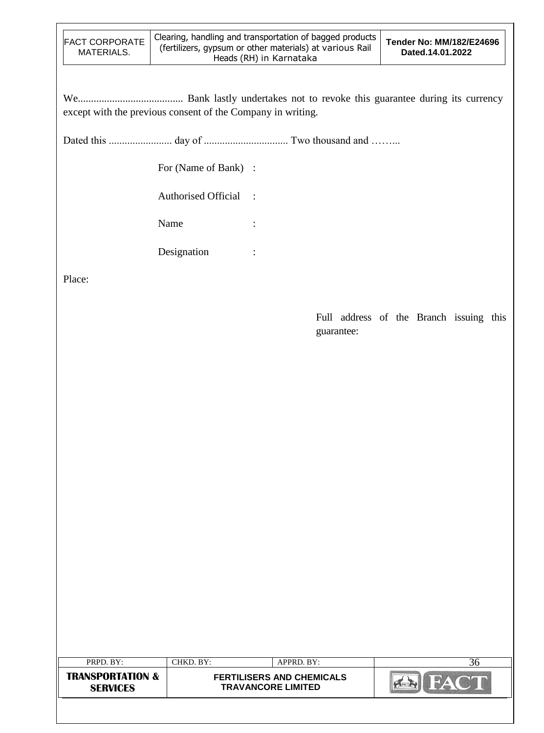We........................................ Bank lastly undertakes not to revoke this guarantee during its currency except with the previous consent of the Company in writing.

Dated this ........................ day of ................................ Two thousand and ……...

For (Name of Bank) :

Authorised Official :

Name :

Designation :

Place:

Full address of the Branch issuing this guarantee: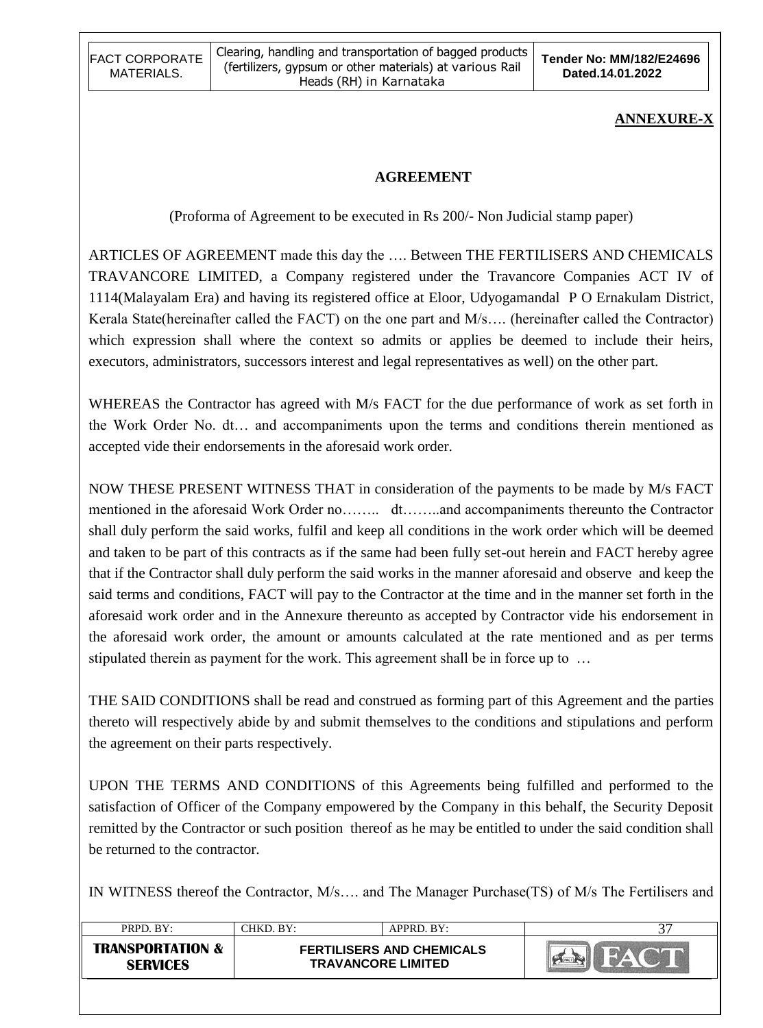**ANNEXURE-X**

**AGREEMENT**

(Proforma of Agreement to be executed in Rs 200/- Non Judicial stamp paper)

ARTICLES OF AGREEMENT made this day the …. Between THE FERTILISERS AND CHEMICALS TRAVANCORE LIMITED, a Company registered under the Travancore Companies ACT IV of 1114(Malayalam Era) and having its registered office at Eloor, Udyogamandal P O Ernakulam District, Kerala State(hereinafter called the FACT) on the one part and M/s…. (hereinafter called the Contractor) which expression shall where the context so admits or applies be deemed to include their heirs, executors, administrators, successors interest and legal representatives as well) on the other part.

WHEREAS the Contractor has agreed with M/s FACT for the due performance of work as set forth in the Work Order No. dt… and accompaniments upon the terms and conditions therein mentioned as accepted vide their endorsements in the aforesaid work order.

NOW THESE PRESENT WITNESS THAT in consideration of the payments to be made by M/s FACT mentioned in the aforesaid Work Order no…….. dt……..and accompaniments thereunto the Contractor shall duly perform the said works, fulfil and keep all conditions in the work order which will be deemed and taken to be part of this contracts as if the same had been fully set-out herein and FACT hereby agree that if the Contractor shall duly perform the said works in the manner aforesaid and observe and keep the said terms and conditions, FACT will pay to the Contractor at the time and in the manner set forth in the aforesaid work order and in the Annexure thereunto as accepted by Contractor vide his endorsement in the aforesaid work order, the amount or amounts calculated at the rate mentioned and as per terms stipulated therein as payment for the work. This agreement shall be in force up to …

THE SAID CONDITIONS shall be read and construed as forming part of this Agreement and the parties thereto will respectively abide by and submit themselves to the conditions and stipulations and perform the agreement on their parts respectively.

UPON THE TERMS AND CONDITIONS of this Agreements being fulfilled and performed to the satisfaction of Officer of the Company empowered by the Company in this behalf, the Security Deposit remitted by the Contractor or such position thereof as he may be entitled to under the said condition shall be returned to the contractor.

IN WITNESS thereof the Contractor, M/s…. and The Manager Purchase(TS) of M/s The Fertilisers and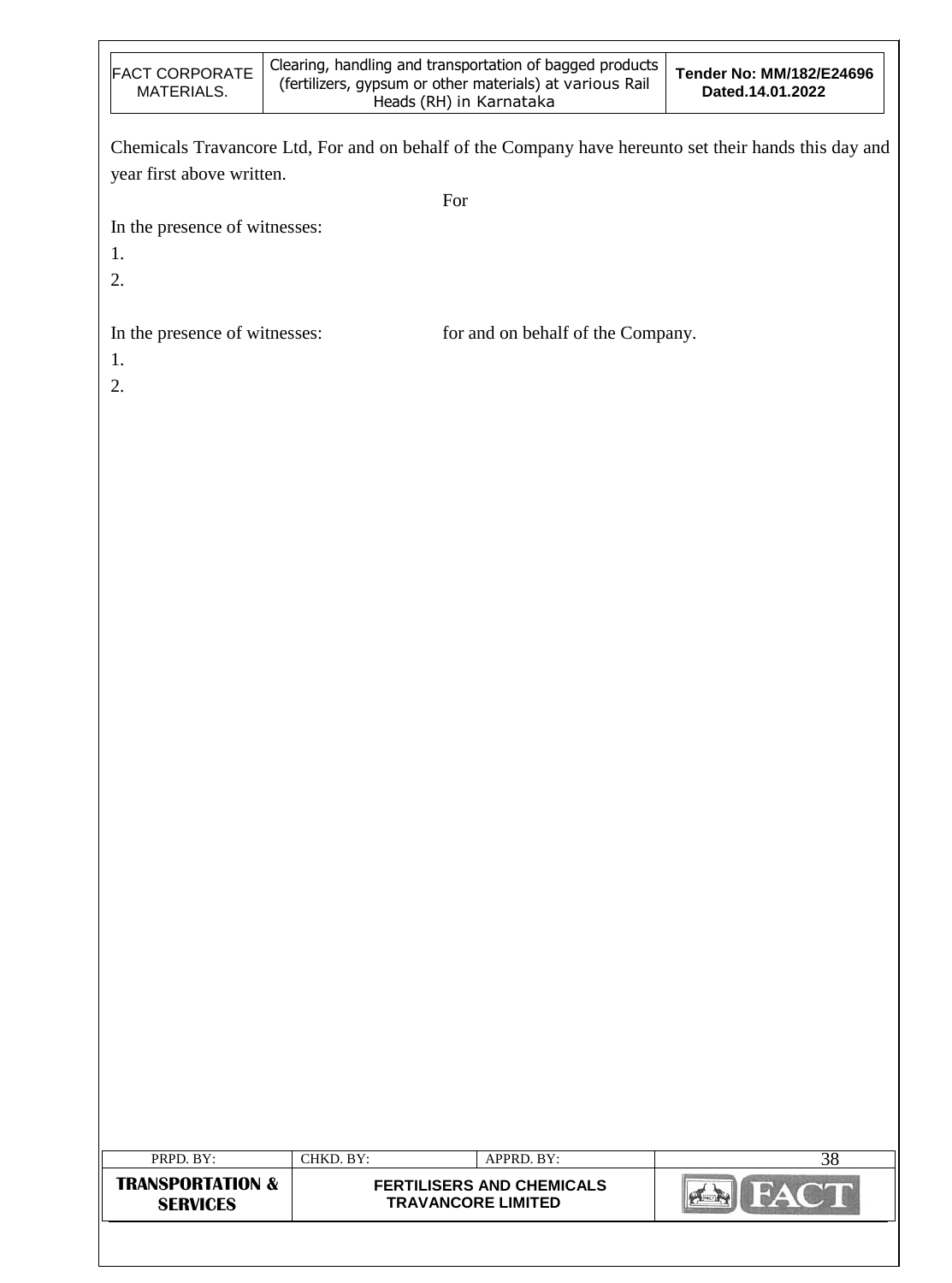Chemicals Travancore Ltd, For and on behalf of the Company have hereunto set their hands this day and year first above written.

For

In the presence of witnesses:

1.

2.

In the presence of witnesses: for and on behalf of the Company.

1.

2.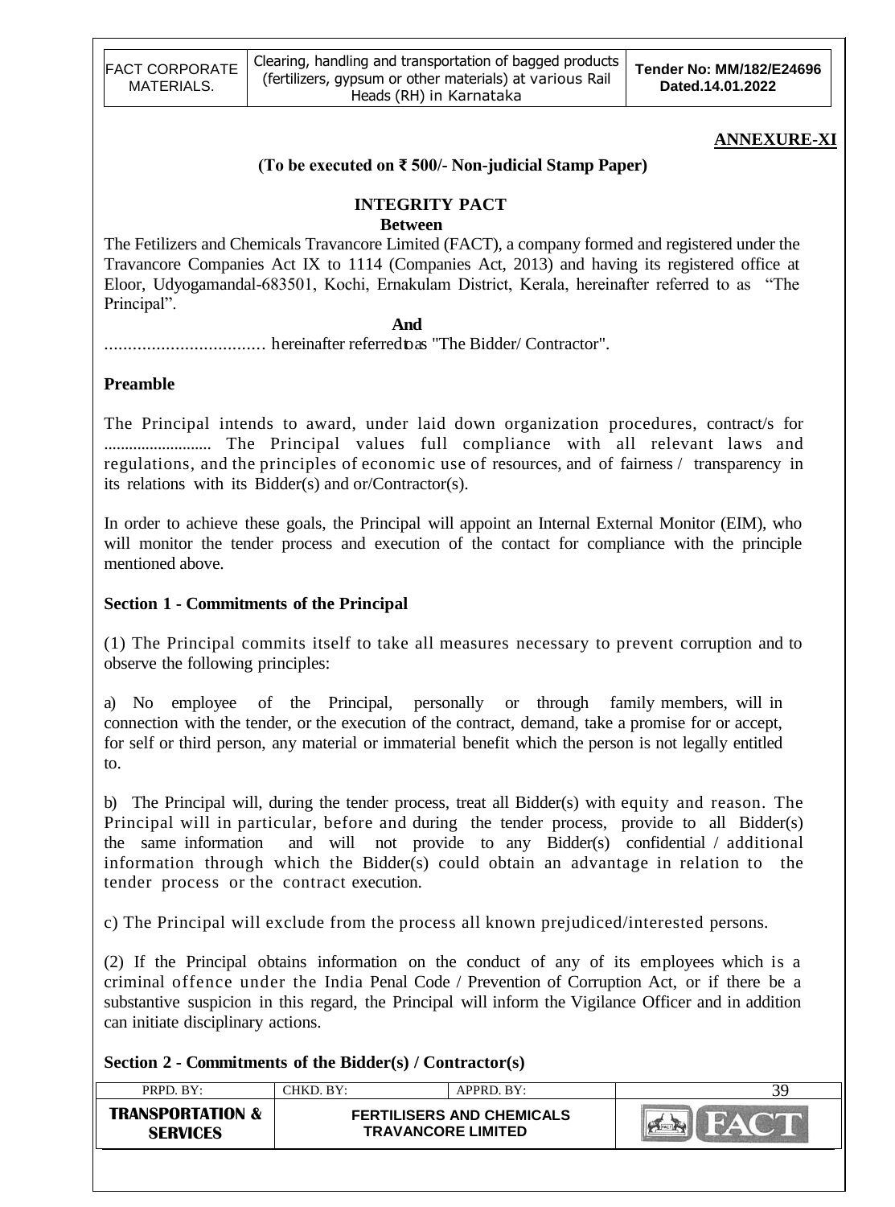**ANNEXURE-XI**

**(To be executed on ₹ 500/- Non-judicial Stamp Paper)**

# INTEGRITY PACT

**Between**

The Fetilizers and Chemicals Travancore Limited (FACT), a company formed and registered under the Travancore Companies Act IX to 1114 (Companies Act, 2013) and having its registered office at Eloor, Udyogamandal-683501, Kochi, Ernakulam District, Kerala, hereinafter referred to as "The Principal".

**And**

.................................. hereinafter referred to as "The Bidder/ Contractor".

## Preamble

The Principal intends to award, under laid down organization procedures, contract/s for .......................... The Principal values full compliance with all relevant laws and regulations, and the principles of economic use of resources, and of fairness / transparency in its relations with its Bidder(s) and or/Contractor(s).

In order to achieve these goals, the Principal will appoint an Internal External Monitor (EIM), who will monitor the tender process and execution of the contact for compliance with the principle mentioned above.

## Section 1 - Commitments of the Principal

(1) The Principal commits itself to take all measures necessary to prevent corruption and to observe the following principles:

a) No employee of the Principal, personally or through family members, will in connection with the tender, or the execution of the contract, demand, take a promise for or accept, for self or third person, any material or immaterial benefit which the person is not legally entitled to.

b) The Principal will, during the tender process, treat all Bidder(s) with equity and reason. The Principal will in particular, before and during the tender process, provide to all Bidder(s) the same information and will not provide to any Bidder(s) confidential / additional information through which the Bidder(s) could obtain an advantage in relation to the tender process or the contract execution.

c) The Principal will exclude from the process all known prejudiced/interested persons.

(2) If the Principal obtains information on the conduct of any of its employees which is a criminal offence under the India Penal Code / Prevention of Corruption Act, or if there be a substantive suspicion in this regard, the Principal will inform the Vigilance Officer and in addition can initiate disciplinary actions.

## Section 2 - Commitments of the Bidder(s) / Contractor(s)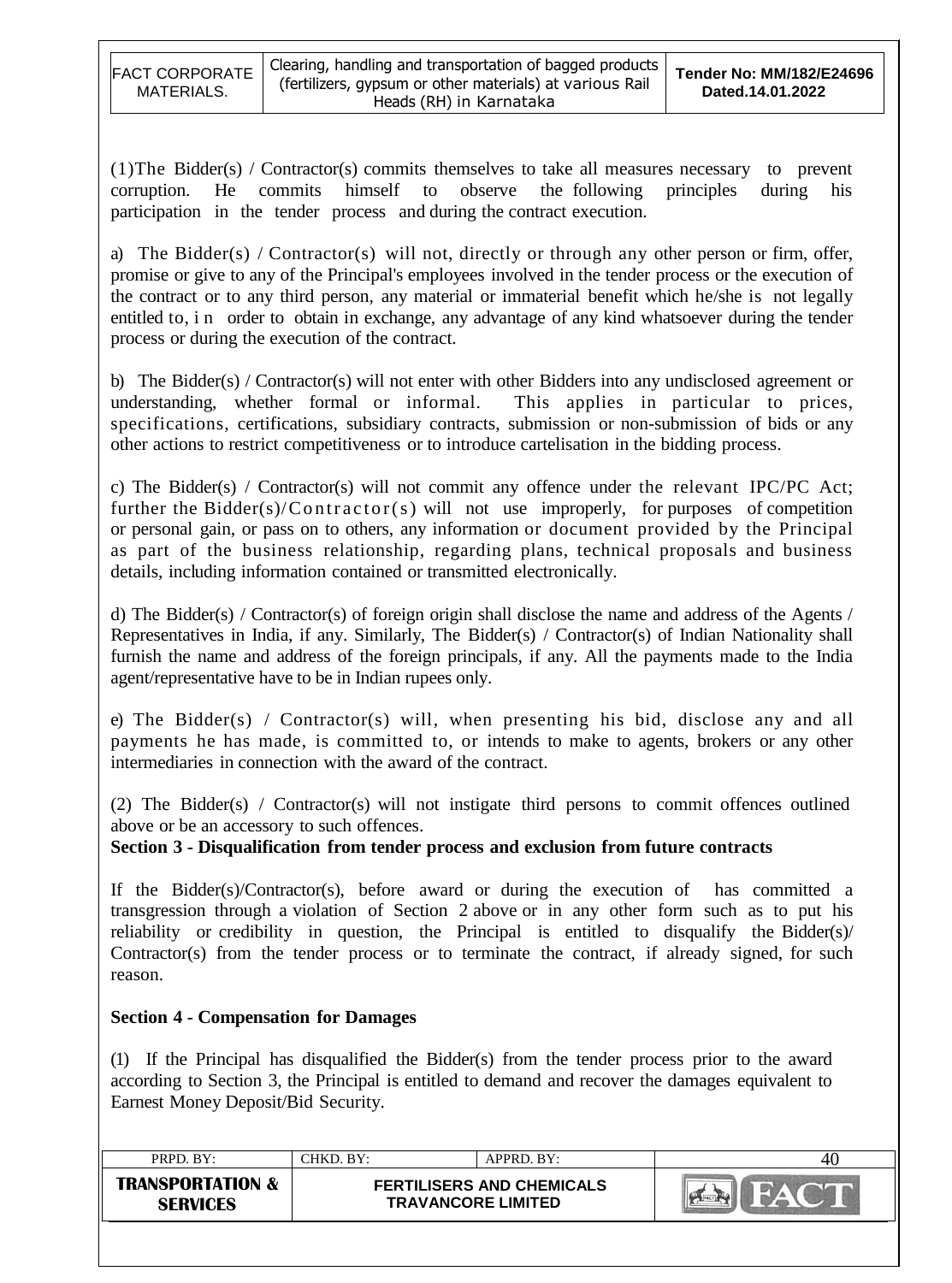(1)The Bidder(s) / Contractor(s) commits themselves to take all measures necessary to prevent corruption. He commits himself to observe the following principles during his participation in the tender process and during the contract execution.

a) The Bidder(s) / Contractor(s) will not, directly or through any other person or firm, offer, promise or give to any of the Principal's employees involved in the tender process or the execution of the contract or to any third person, any material or immaterial benefit which he/she is not legally entitled to, in order to obtain in exchange, any advantage of any kind whatsoever during the tender process or during the execution of the contract.

b) The Bidder(s) / Contractor(s) will not enter with other Bidders into any undisclosed agreement or understanding, whether formal or informal. This applies in particular to prices, specifications, certifications, subsidiary contracts, submission or non-submission of bids or any other actions to restrict competitiveness or to introduce cartelisation in the bidding process.

c) The Bidder(s) / Contractor(s) will not commit any offence under the relevant IPC/PC Act; further the Bidder(s)/Contractor(s) will not use improperly, for purposes of competition or personal gain, or pass on to others, any information or document provided by the Principal as part of the business relationship, regarding plans, technical proposals and business details, including information contained or transmitted electronically.

d) The Bidder(s) / Contractor(s) of foreign origin shall disclose the name and address of the Agents / Representatives in India, if any. Similarly, The Bidder(s) / Contractor(s) of Indian Nationality shall furnish the name and address of the foreign principals, if any. All the payments made to the India agent/representative have to be in Indian rupees only.

e) The Bidder(s) / Contractor(s) will, when presenting his bid, disclose any and all payments he has made, is committed to, or intends to make to agents, brokers or any other intermediaries in connection with the award of the contract.

(2) The Bidder(s) / Contractor(s) will not instigate third persons to commit offences outlined above or be an accessory to such offences.

**Section 3 - Disqualification from tender process and exclusion from future contracts**

If the Bidder(s)/Contractor(s), before award or during the execution of has committed a transgression through a violation of Section 2 above or in any other form such as to put his reliability or credibility in question, the Principal is entitled to disqualify the Bidder(s)/ Contractor(s) from the tender process or to terminate the contract, if already signed, for such reason.

**Section 4 - Compensation for Damages**

(1) If the Principal has disqualified the Bidder(s) from the tender process prior to the award according to Section 3, the Principal is entitled to demand and recover the damages equivalent to Earnest Money Deposit/Bid Security.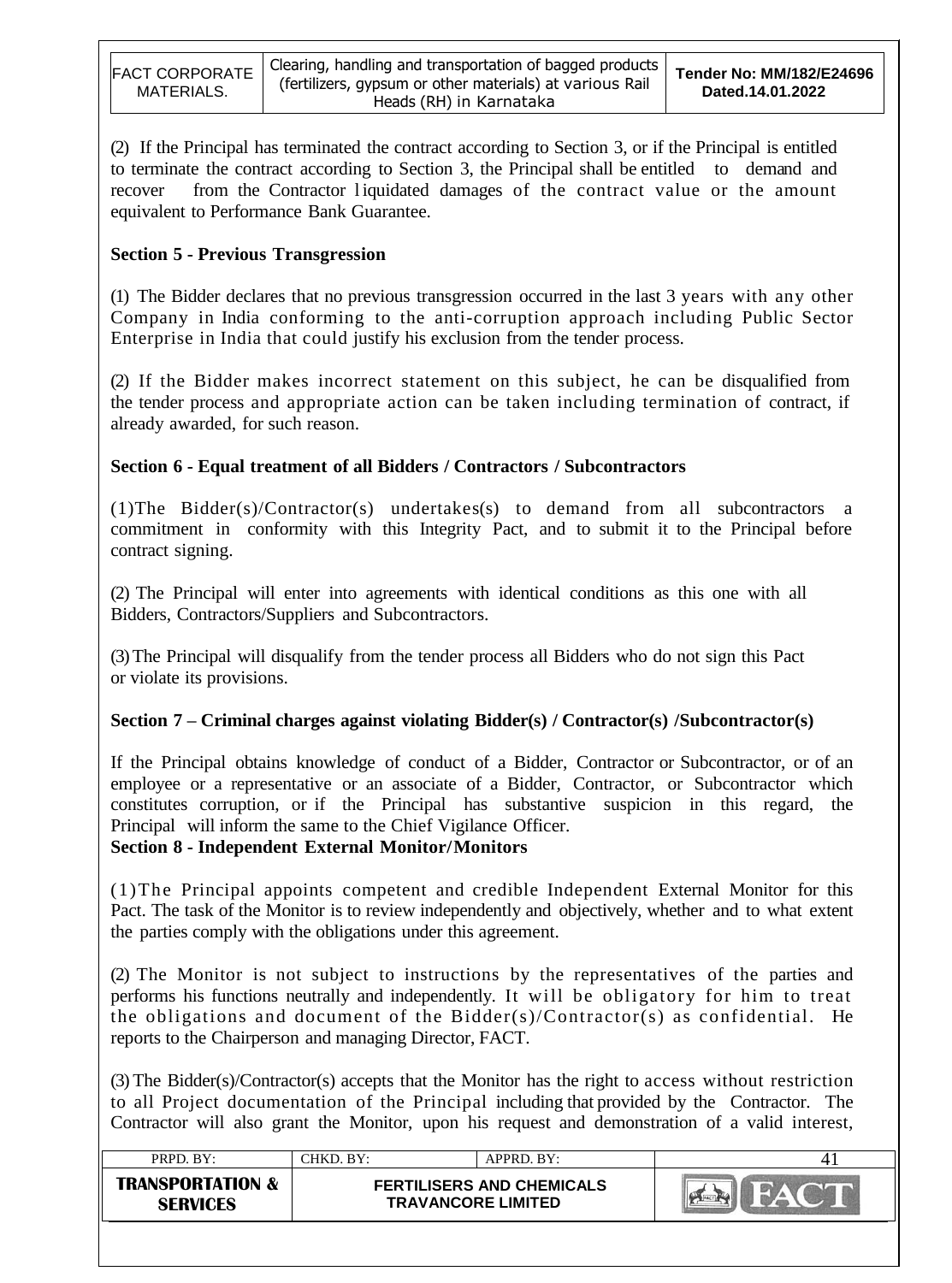(2) If the Principal has terminated the contract according to Section 3, or if the Principal is entitled to terminate the contract according to Section 3, the Principal shall be entitled to demand and recover from the Contractor liquidated damages of the contract value or the amount equivalent to Performance Bank Guarantee.

**Section 5 - Previous Transgression**

(1) The Bidder declares that no previous transgression occurred in the last 3 years with any other Company in India conforming to the anti-corruption approach including Public Sector Enterprise in India that could justify his exclusion from the tender process.

(2) If the Bidder makes incorrect statement on this subject, he can be disqualified from the tender process and appropriate action can be taken including termination of contract, if already awarded, for such reason.

**Section 6 - Equal treatment of all Bidders / Contractors / Subcontractors**

(1)The Bidder(s)/Contractor(s) undertakes(s) to demand from all subcontractors a commitment in conformity with this Integrity Pact, and to submit it to the Principal before contract signing.

(2) The Principal will enter into agreements with identical conditions as this one with all Bidders, Contractors/Suppliers and Subcontractors.

(3) The Principal will disqualify from the tender process all Bidders who do not sign this Pact or violate its provisions.

**Section 7 – Criminal charges against violating Bidder(s) / Contractor(s) /Subcontractor(s)**

If the Principal obtains knowledge of conduct of a Bidder, Contractor or Subcontractor, or of an employee or a representative or an associate of a Bidder, Contractor, or Subcontractor which constitutes corruption, or if the Principal has substantive suspicion in this regard, the Principal will inform the same to the Chief Vigilance Officer.

**Section 8 - Independent External Monitor/Monitors**

(1)The Principal appoints competent and credible Independent External Monitor for this Pact. The task of the Monitor is to review independently and objectively, whether and to what extent the parties comply with the obligations under this agreement.

(2) The Monitor is not subject to instructions by the representatives of the parties and performs his functions neutrally and independently. It will be obligatory for him to treat the obligations and document of the Bidder(s)/Contractor(s) as confidential. He reports to the Chairperson and managing Director, FACT.

(3) The Bidder(s)/Contractor(s) accepts that the Monitor has the right to access without restriction to all Project documentation of the Principal including that provided by the Contractor. The Contractor will also grant the Monitor, upon his request and demonstration of a valid interest,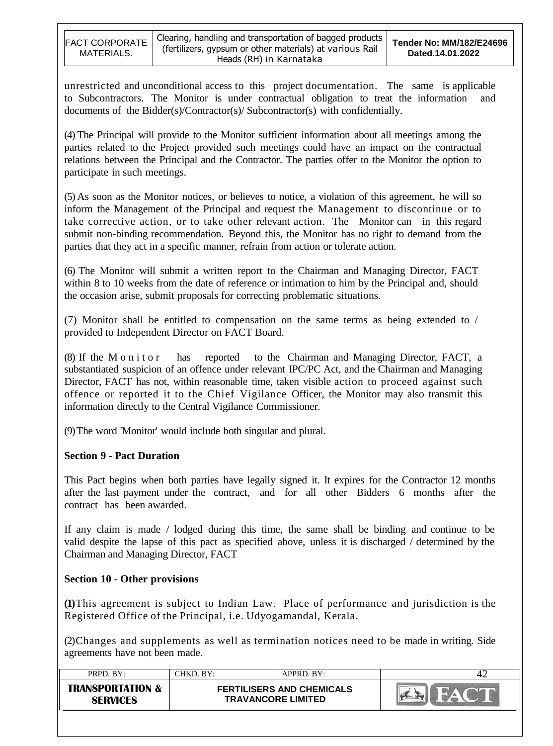unrestricted and unconditional access to this project documentation. The same is applicable to Subcontractors. The Monitor is under contractual obligation to treat the information and documents of the Bidder(s)/Contractor(s)/ Subcontractor(s) with confidentially.

(4) The Principal will provide to the Monitor sufficient information about all meetings among the parties related to the Project provided such meetings could have an impact on the contractual relations between the Principal and the Contractor. The parties offer to the Monitor the option to participate in such meetings.

(5) As soon as the Monitor notices, or believes to notice, a violation of this agreement, he will so inform the Management of the Principal and request the Management to discontinue or to take corrective action, or to take other relevant action. The Monitor can in this regard submit non-binding recommendation. Beyond this, the Monitor has no right to demand from the parties that they act in a specific manner, refrain from action or tolerate action.

(6) The Monitor will submit a written report to the Chairman and Managing Director, FACT within 8 to 10 weeks from the date of reference or intimation to him by the Principal and, should the occasion arise, submit proposals for correcting problematic situations.

(7) Monitor shall be entitled to compensation on the same terms as being extended to / provided to Independent Director on FACT Board.

(8) If the Monitor has reported to the Chairman and Managing Director, FACT, a substantiated suspicion of an offence under relevant IPC/PC Act, and the Chairman and Managing Director, FACT has not, within reasonable time, taken visible action to proceed against such offence or reported it to the Chief Vigilance Officer, the Monitor may also transmit this information directly to the Central Vigilance Commissioner.

(9) The word 'Monitor' would include both singular and plural.

**Section 9 - Pact Duration**

This Pact begins when both parties have legally signed it. It expires for the Contractor 12 months after the last payment under the contract, and for all other Bidders 6 months after the contract has been awarded.

If any claim is made / lodged during this time, the same shall be binding and continue to be valid despite the lapse of this pact as specified above, unless it is discharged / determined by the Chairman and Managing Director, FACT

**Section 10 - Other provisions**

**(1)** This agreement is subject to Indian Law. Place of performance and jurisdiction is the Registered Office of the Principal, i.e. Udyogamandal, Kerala.

(2) Changes and supplements as well as termination notices need to be made in writing. Side agreements have not been made.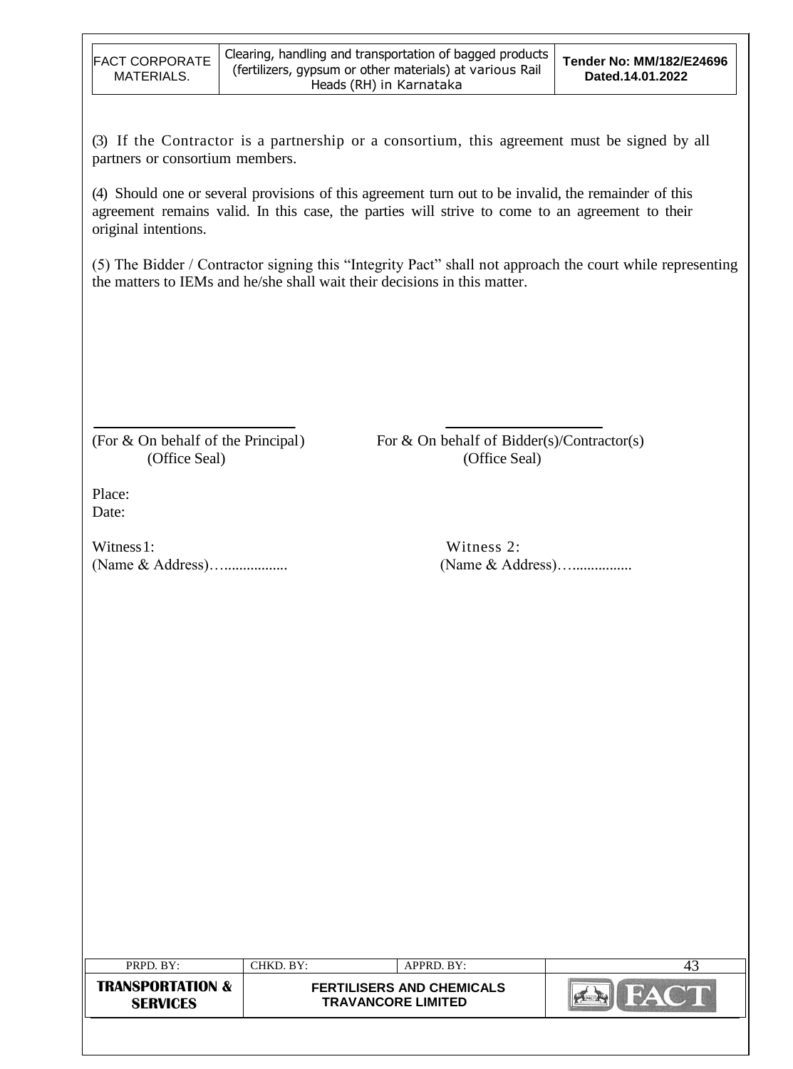(3) If the Contractor is a partnership or a consortium, this agreement must be signed by all partners or consortium members.

(4) Should one or several provisions of this agreement turn out to be invalid, the remainder of this agreement remains valid. In this case, the parties will strive to come to an agreement to their original intentions.

(5) The Bidder / Contractor signing this "Integrity Pact" shall not approach the court while representing the matters to IEMs and he/she shall wait their decisions in this matter.

| (For & On behalf of the Principal) | For & On behalf of Bidder(s)/Contractor(s) |
|---|---|
| (Office Seal) | (Office Seal) |

Place:
Date:

| Witness1: | Witness 2: |
|---|---|
| (Name & Address)…................ | (Name & Address)…............... |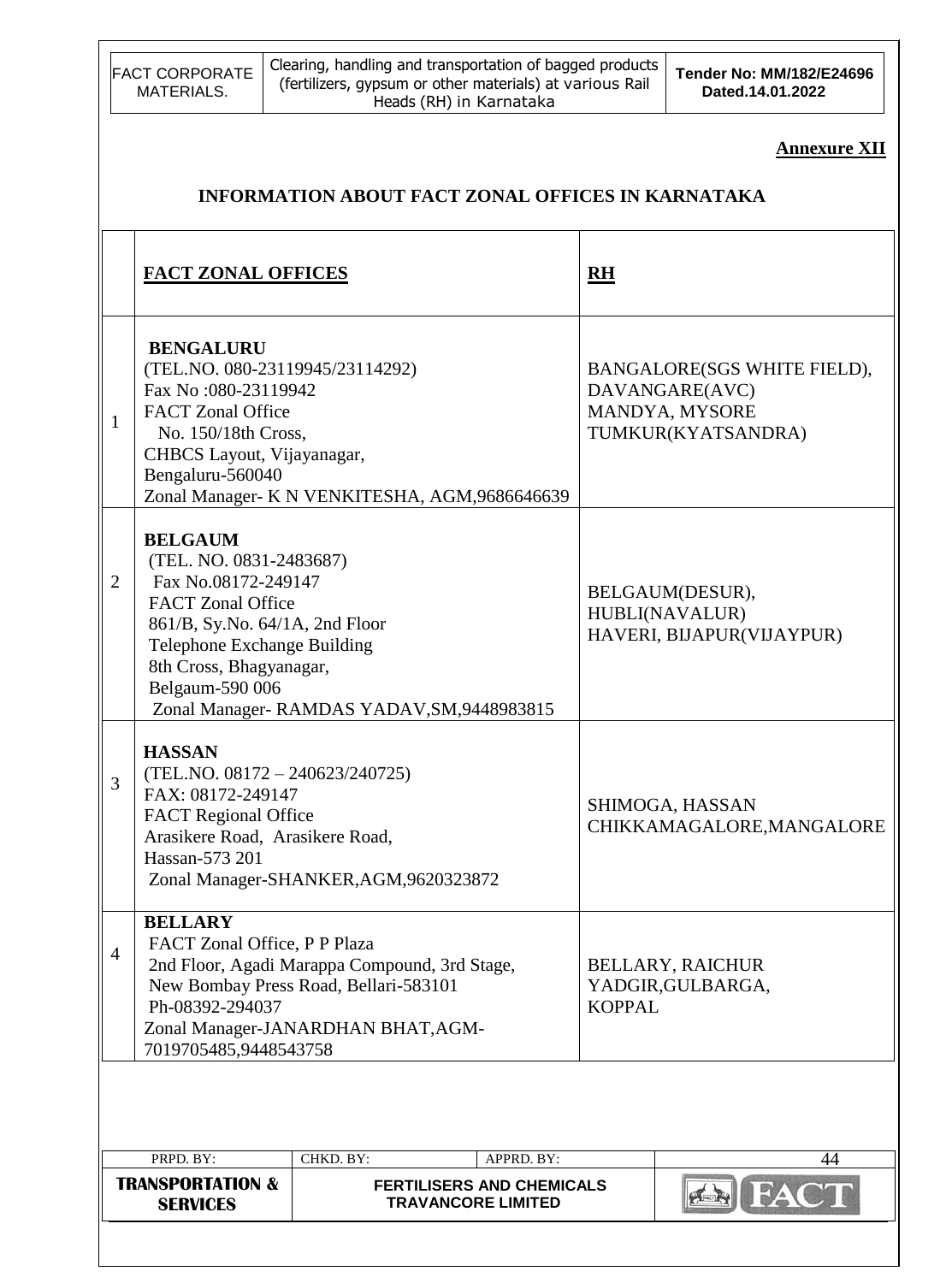**Annexure XII**

## INFORMATION ABOUT FACT ZONAL OFFICES IN KARNATAKA

| | **FACT ZONAL OFFICES** | **RH** |
|---|---|---|
| 1 | **BENGALURU**<br>(TEL.NO. 080-23119945/23114292)<br>Fax No :080-23119942<br>FACT Zonal Office<br>No. 150/18th Cross,<br>CHBCS Layout, Vijayanagar,<br>Bengaluru-560040<br>Zonal Manager- K N VENKITESHA, AGM,9686646639 | BANGALORE(SGS WHITE FIELD),<br>DAVANGARE(AVC)<br>MANDYA, MYSORE<br>TUMKUR(KYATSANDRA) |
| 2 | **BELGAUM**<br>(TEL. NO. 0831-2483687)<br>Fax No.08172-249147<br>FACT Zonal Office<br>861/B, Sy.No. 64/1A, 2nd Floor<br>Telephone Exchange Building<br>8th Cross, Bhagyanagar,<br>Belgaum-590 006<br>Zonal Manager- RAMDAS YADAV,SM,9448983815 | BELGAUM(DESUR),<br>HUBLI(NAVALUR)<br>HAVERI, BIJAPUR(VIJAYPUR) |
| 3 | **HASSAN**<br>(TEL.NO. 08172 – 240623/240725)<br>FAX: 08172-249147<br>FACT Regional Office<br>Arasikere Road, Arasikere Road,<br>Hassan-573 201<br>Zonal Manager-SHANKER,AGM,9620323872 | SHIMOGA, HASSAN<br>CHIKKAMAGALORE,MANGALORE |
| 4 | **BELLARY**<br>FACT Zonal Office, P P Plaza<br>2nd Floor, Agadi Marappa Compound, 3rd Stage,<br>New Bombay Press Road, Bellari-583101<br>Ph-08392-294037<br>Zonal Manager-JANARDHAN BHAT,AGM-7019705485,9448543758 | BELLARY, RAICHUR<br>YADGIR,GULBARGA,<br>KOPPAL |